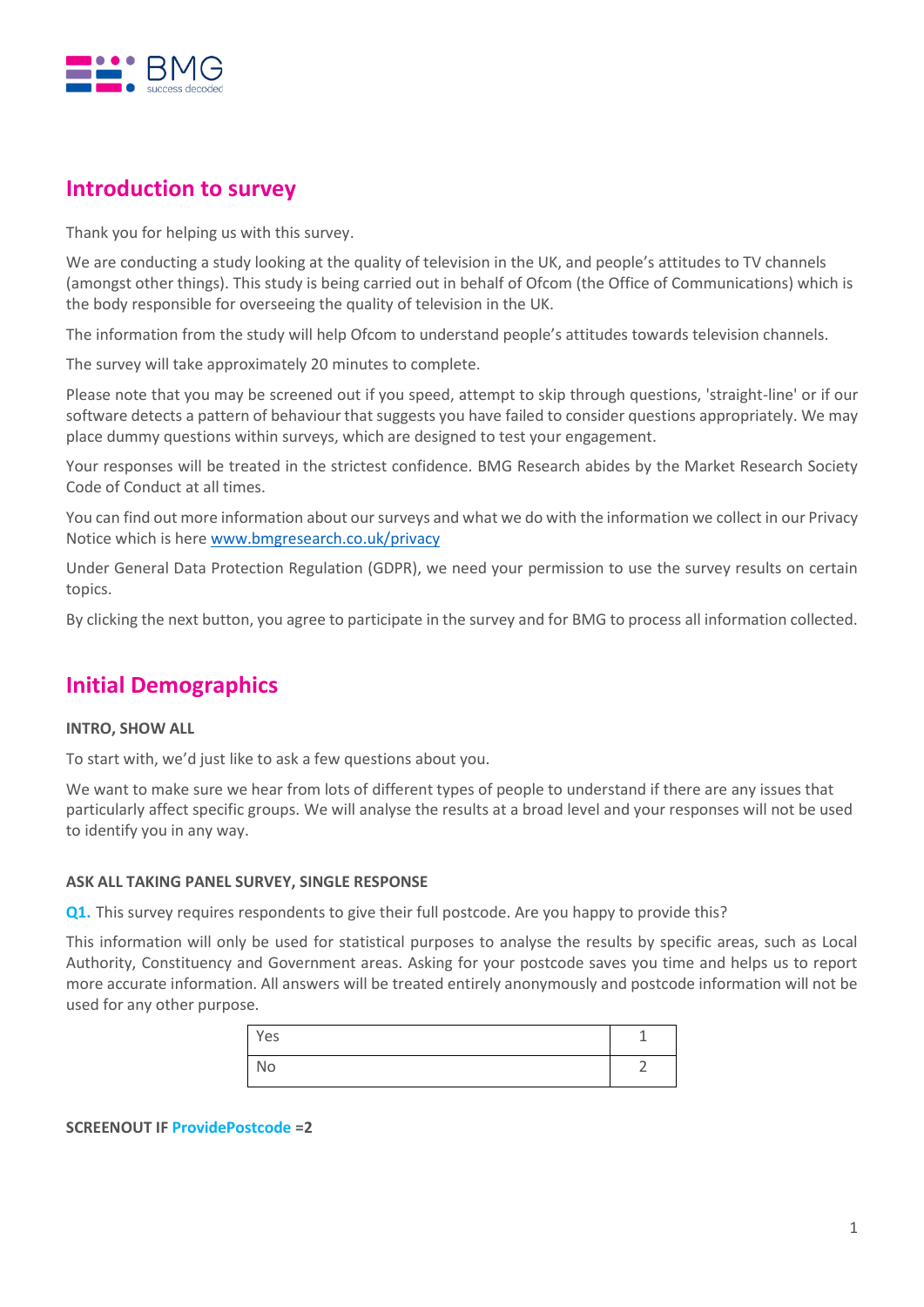## Introduction to survey

Thank you for helping us with this survey.

We are conducting a study looking at the quality of television in the UK, and people's attitudes to TV channels (amongst other things). This study is being carried out in behalf of Ofcom (the Office of Communications) which is the body responsible for overseeing the quality of television in the UK.

The information from the study will help Ofcom to understand people's attitudes towards television channels.

The survey will take approximately 20 minutes to complete.

Please note that you may be screened out if you speed, attempt to skip through questions, 'straight-line' or if our software detects a pattern of behaviour that suggests you have failed to consider questions appropriately. We may place dummy questions within surveys, which are designed to test your engagement.

Your responses will be treated in the strictest confidence. BMG Research abides by the Market Research Society Code of Conduct at all times.

You can find out more information about our surveys and what we do with the information we collect in our Privacy Notice which is here [www.bmgresearch.co.uk/privacy](www.bmgresearch.co.uk/privacy)

Under General Data Protection Regulation (GDPR), we need your permission to use the survey results on certain topics.

By clicking the next button, you agree to participate in the survey and for BMG to process all information collected.

## Initial Demographics

**INTRO, SHOW ALL**

To start with, we'd just like to ask a few questions about you.

We want to make sure we hear from lots of different types of people to understand if there are any issues that particularly affect specific groups. We will analyse the results at a broad level and your responses will not be used to identify you in any way.

**ASK ALL TAKING PANEL SURVEY, SINGLE RESPONSE**

**Q1.** This survey requires respondents to give their full postcode. Are you happy to provide this?

This information will only be used for statistical purposes to analyse the results by specific areas, such as Local Authority, Constituency and Government areas. Asking for your postcode saves you time and helps us to report more accurate information. All answers will be treated entirely anonymously and postcode information will not be used for any other purpose.

| | |
|---|---|
| Yes | 1 |
| No | 2 |

**SCREENOUT IF ProvidePostcode =2**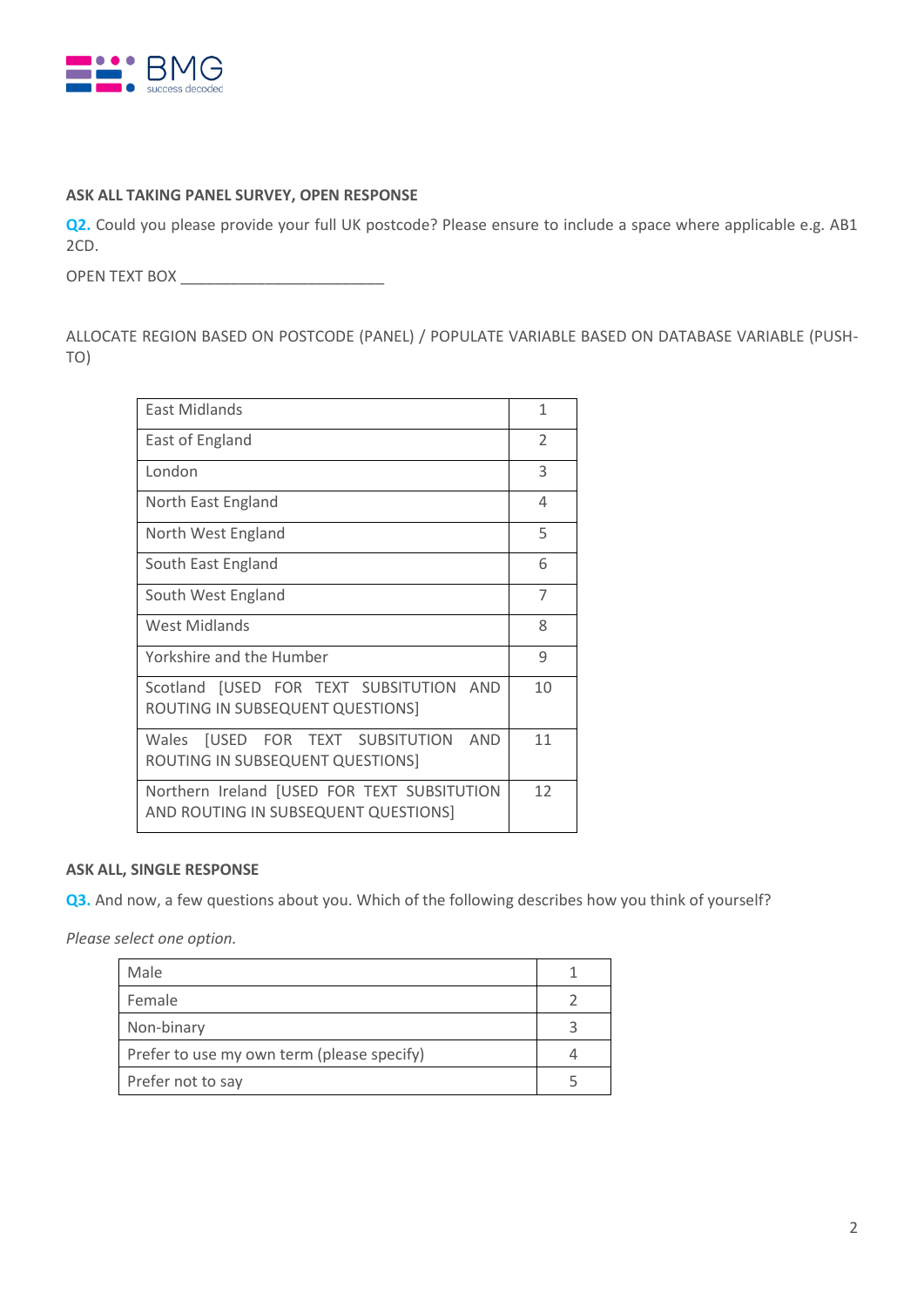**ASK ALL TAKING PANEL SURVEY, OPEN RESPONSE**

**Q2.** Could you please provide your full UK postcode? Please ensure to include a space where applicable e.g. AB1 2CD.

OPEN TEXT BOX ________________________

ALLOCATE REGION BASED ON POSTCODE (PANEL) / POPULATE VARIABLE BASED ON DATABASE VARIABLE (PUSH-TO)

| | |
|---|---|
| East Midlands | 1 |
| East of England | 2 |
| London | 3 |
| North East England | 4 |
| North West England | 5 |
| South East England | 6 |
| South West England | 7 |
| West Midlands | 8 |
| Yorkshire and the Humber | 9 |
| Scotland [USED FOR TEXT SUBSITUTION AND ROUTING IN SUBSEQUENT QUESTIONS] | 10 |
| Wales [USED FOR TEXT SUBSITUTION AND ROUTING IN SUBSEQUENT QUESTIONS] | 11 |
| Northern Ireland [USED FOR TEXT SUBSITUTION AND ROUTING IN SUBSEQUENT QUESTIONS] | 12 |

**ASK ALL, SINGLE RESPONSE**

**Q3.** And now, a few questions about you. Which of the following describes how you think of yourself?

*Please select one option.*

| | |
|---|---|
| Male | 1 |
| Female | 2 |
| Non-binary | 3 |
| Prefer to use my own term (please specify) | 4 |
| Prefer not to say | 5 |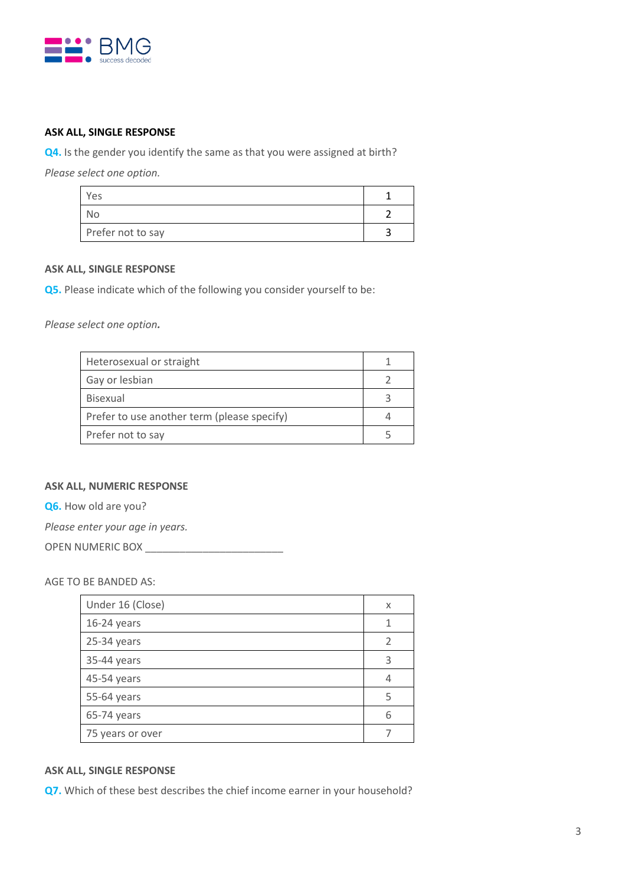**ASK ALL, SINGLE RESPONSE**

**Q4.** Is the gender you identify the same as that you were assigned at birth?

*Please select one option.*

| | |
|---|---|
| Yes | 1 |
| No | 2 |
| Prefer not to say | 3 |

**ASK ALL, SINGLE RESPONSE**

**Q5.** Please indicate which of the following you consider yourself to be:

*Please select one option.*

| | |
|---|---|
| Heterosexual or straight | 1 |
| Gay or lesbian | 2 |
| Bisexual | 3 |
| Prefer to use another term (please specify) | 4 |
| Prefer not to say | 5 |

**ASK ALL, NUMERIC RESPONSE**

**Q6.** How old are you?

*Please enter your age in years.*

OPEN NUMERIC BOX ________________________

AGE TO BE BANDED AS:

| | |
|---|---|
| Under 16 (Close) | x |
| 16-24 years | 1 |
| 25-34 years | 2 |
| 35-44 years | 3 |
| 45-54 years | 4 |
| 55-64 years | 5 |
| 65-74 years | 6 |
| 75 years or over | 7 |

**ASK ALL, SINGLE RESPONSE**

**Q7.** Which of these best describes the chief income earner in your household?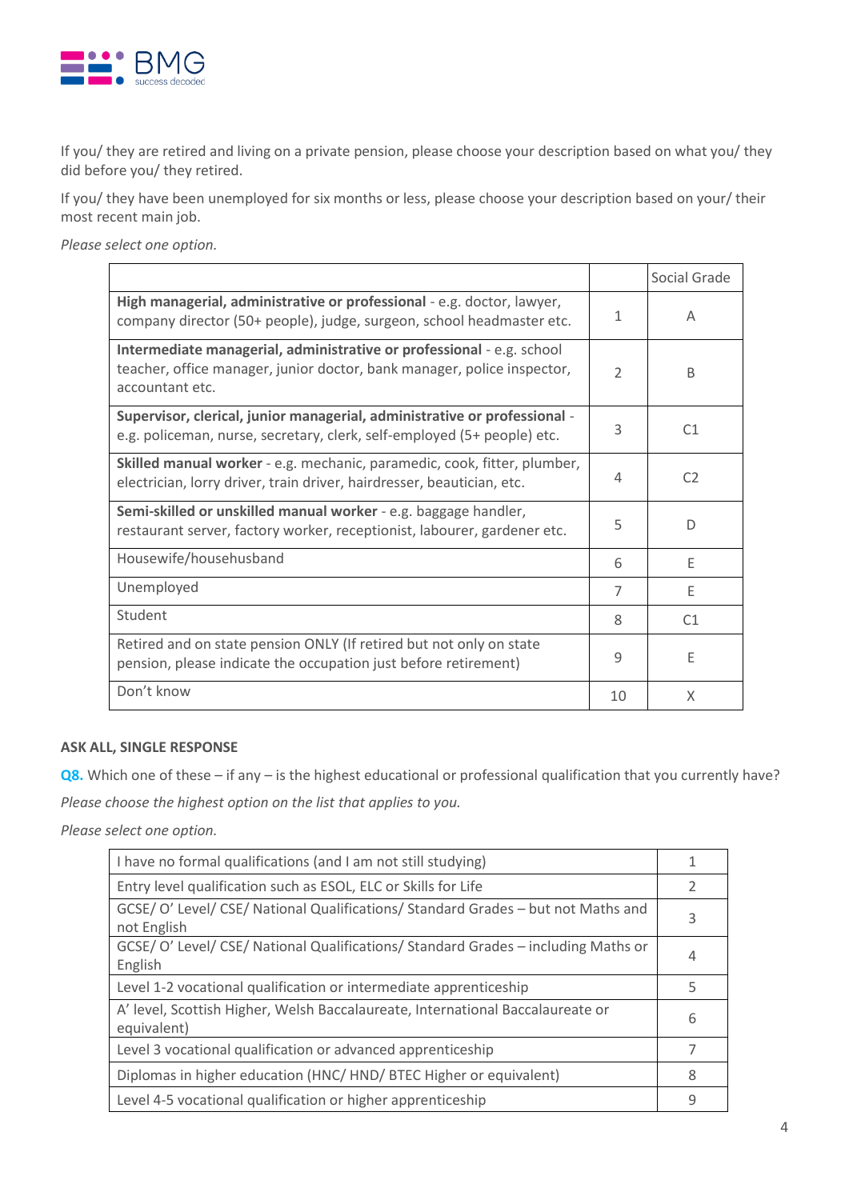If you/ they are retired and living on a private pension, please choose your description based on what you/ they did before you/ they retired.

If you/ they have been unemployed for six months or less, please choose your description based on your/ their most recent main job.

*Please select one option.*

| | | Social Grade |
|---|---|---|
| **High managerial, administrative or professional** - e.g. doctor, lawyer, company director (50+ people), judge, surgeon, school headmaster etc. | 1 | A |
| **Intermediate managerial, administrative or professional** - e.g. school teacher, office manager, junior doctor, bank manager, police inspector, accountant etc. | 2 | B |
| **Supervisor, clerical, junior managerial, administrative or professional** - e.g. policeman, nurse, secretary, clerk, self-employed (5+ people) etc. | 3 | C1 |
| **Skilled manual worker** - e.g. mechanic, paramedic, cook, fitter, plumber, electrician, lorry driver, train driver, hairdresser, beautician, etc. | 4 | C2 |
| **Semi-skilled or unskilled manual worker** - e.g. baggage handler, restaurant server, factory worker, receptionist, labourer, gardener etc. | 5 | D |
| Housewife/househusband | 6 | E |
| Unemployed | 7 | E |
| Student | 8 | C1 |
| Retired and on state pension ONLY (If retired but not only on state pension, please indicate the occupation just before retirement) | 9 | E |
| Don't know | 10 | X |

**ASK ALL, SINGLE RESPONSE**

**Q8.** Which one of these – if any – is the highest educational or professional qualification that you currently have?

*Please choose the highest option on the list that applies to you.*

*Please select one option.*

| | |
|---|---|
| I have no formal qualifications (and I am not still studying) | 1 |
| Entry level qualification such as ESOL, ELC or Skills for Life | 2 |
| GCSE/ O' Level/ CSE/ National Qualifications/ Standard Grades – but not Maths and not English | 3 |
| GCSE/ O' Level/ CSE/ National Qualifications/ Standard Grades – including Maths or English | 4 |
| Level 1-2 vocational qualification or intermediate apprenticeship | 5 |
| A' level, Scottish Higher, Welsh Baccalaureate, International Baccalaureate or equivalent) | 6 |
| Level 3 vocational qualification or advanced apprenticeship | 7 |
| Diplomas in higher education (HNC/ HND/ BTEC Higher or equivalent) | 8 |
| Level 4-5 vocational qualification or higher apprenticeship | 9 |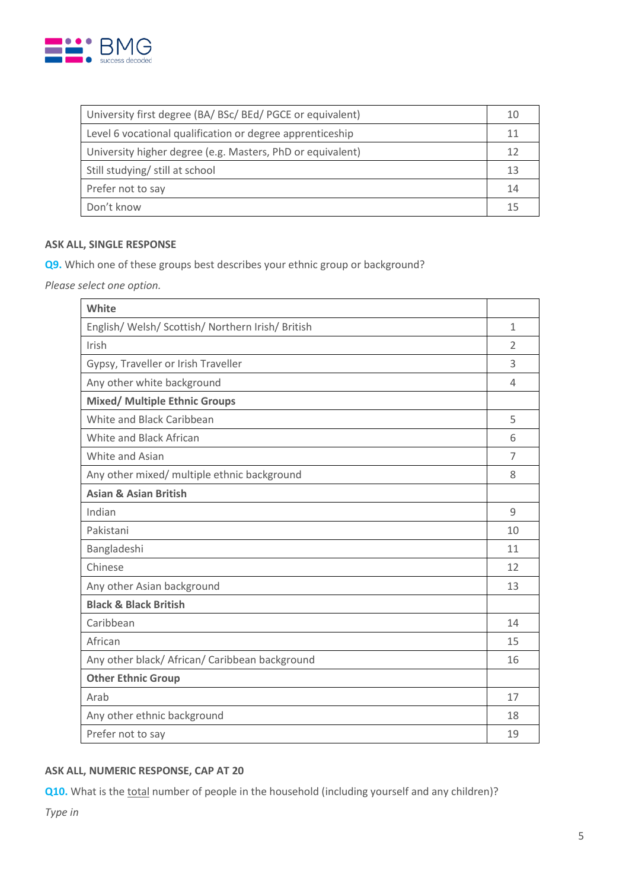| University first degree (BA/ BSc/ BEd/ PGCE or equivalent) | 10 |
|---|---|
| Level 6 vocational qualification or degree apprenticeship | 11 |
| University higher degree (e.g. Masters, PhD or equivalent) | 12 |
| Still studying/ still at school | 13 |
| Prefer not to say | 14 |
| Don't know | 15 |

**ASK ALL, SINGLE RESPONSE**

**Q9.** Which one of these groups best describes your ethnic group or background?

*Please select one option.*

| **White** | |
|---|---|
| English/ Welsh/ Scottish/ Northern Irish/ British | 1 |
| Irish | 2 |
| Gypsy, Traveller or Irish Traveller | 3 |
| Any other white background | 4 |
| **Mixed/ Multiple Ethnic Groups** | |
| White and Black Caribbean | 5 |
| White and Black African | 6 |
| White and Asian | 7 |
| Any other mixed/ multiple ethnic background | 8 |
| **Asian & Asian British** | |
| Indian | 9 |
| Pakistani | 10 |
| Bangladeshi | 11 |
| Chinese | 12 |
| Any other Asian background | 13 |
| **Black & Black British** | |
| Caribbean | 14 |
| African | 15 |
| Any other black/ African/ Caribbean background | 16 |
| **Other Ethnic Group** | |
| Arab | 17 |
| Any other ethnic background | 18 |
| Prefer not to say | 19 |

**ASK ALL, NUMERIC RESPONSE, CAP AT 20**

**Q10.** What is the total number of people in the household (including yourself and any children)?

*Type in*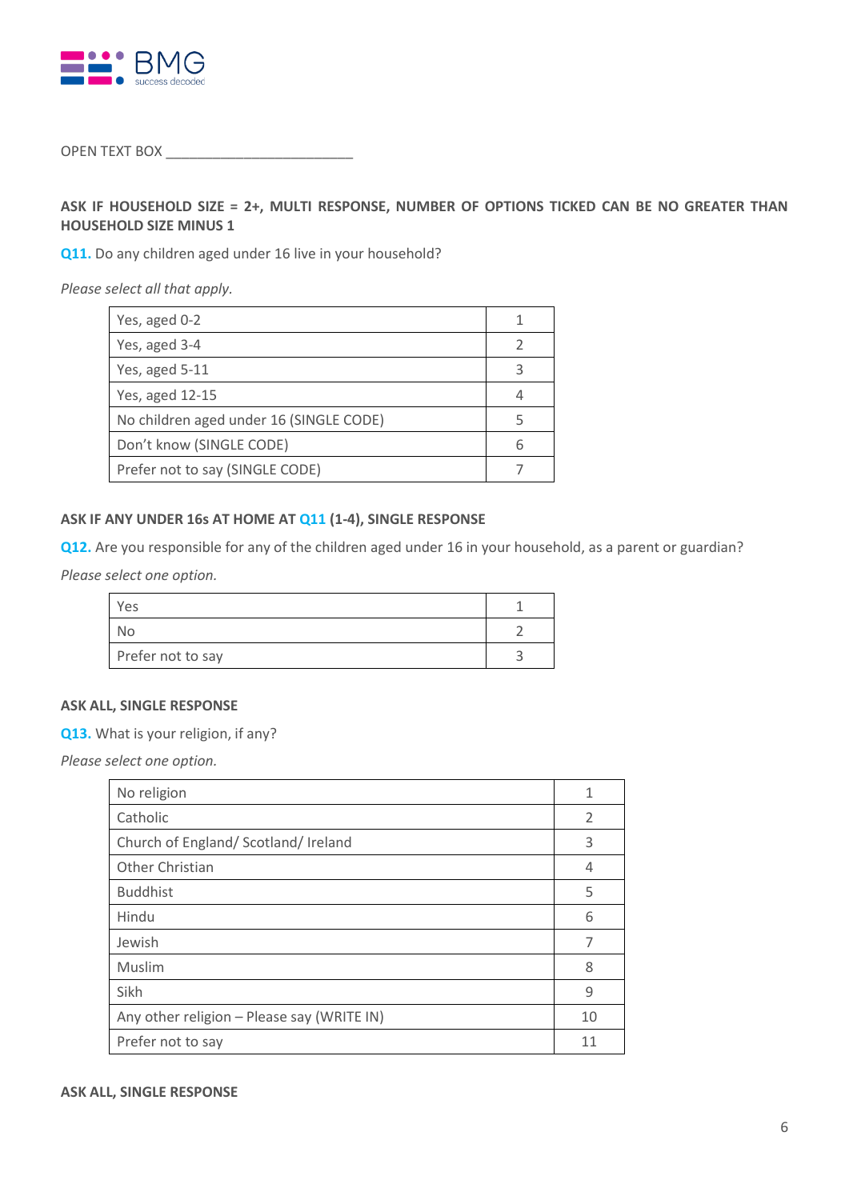OPEN TEXT BOX ________________________

**ASK IF HOUSEHOLD SIZE = 2+, MULTI RESPONSE, NUMBER OF OPTIONS TICKED CAN BE NO GREATER THAN HOUSEHOLD SIZE MINUS 1**

**Q11.** Do any children aged under 16 live in your household?

*Please select all that apply.*

| | |
|---|---|
| Yes, aged 0-2 | 1 |
| Yes, aged 3-4 | 2 |
| Yes, aged 5-11 | 3 |
| Yes, aged 12-15 | 4 |
| No children aged under 16 (SINGLE CODE) | 5 |
| Don't know (SINGLE CODE) | 6 |
| Prefer not to say (SINGLE CODE) | 7 |

**ASK IF ANY UNDER 16s AT HOME AT Q11 (1-4), SINGLE RESPONSE**

**Q12.** Are you responsible for any of the children aged under 16 in your household, as a parent or guardian?

*Please select one option.*

| | |
|---|---|
| Yes | 1 |
| No | 2 |
| Prefer not to say | 3 |

**ASK ALL, SINGLE RESPONSE**

**Q13.** What is your religion, if any?

*Please select one option.*

| | |
|---|---|
| No religion | 1 |
| Catholic | 2 |
| Church of England/ Scotland/ Ireland | 3 |
| Other Christian | 4 |
| Buddhist | 5 |
| Hindu | 6 |
| Jewish | 7 |
| Muslim | 8 |
| Sikh | 9 |
| Any other religion – Please say (WRITE IN) | 10 |
| Prefer not to say | 11 |

**ASK ALL, SINGLE RESPONSE**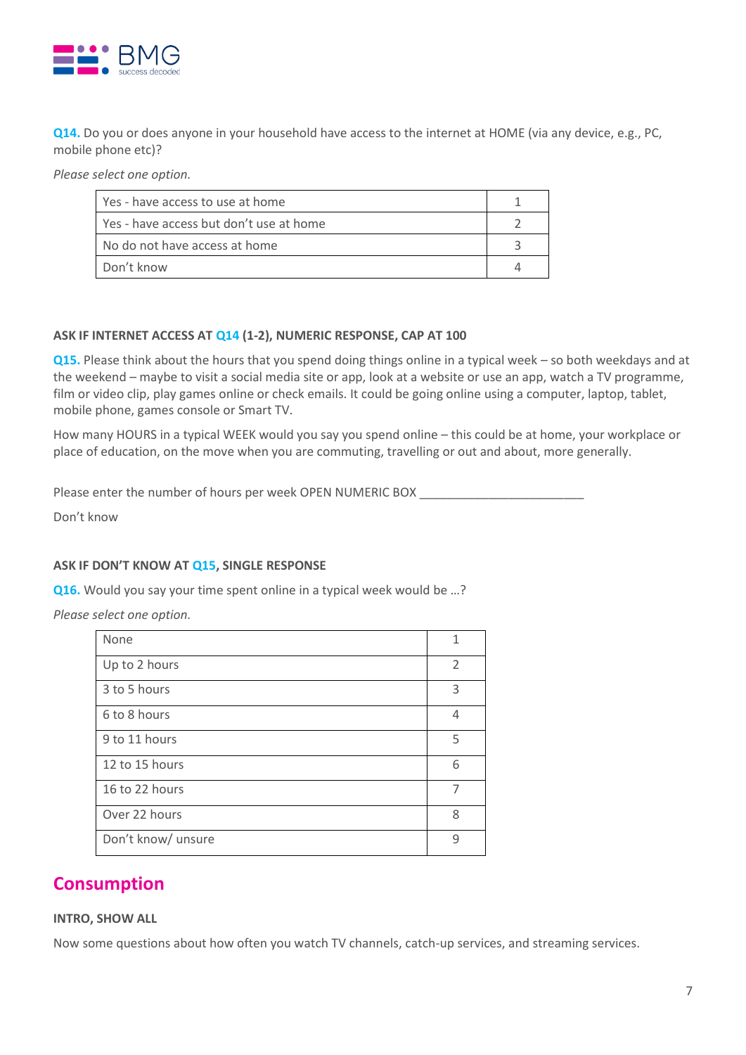**Q14.** Do you or does anyone in your household have access to the internet at HOME (via any device, e.g., PC, mobile phone etc)?

*Please select one option.*

| | |
|---|---|
| Yes - have access to use at home | 1 |
| Yes - have access but don't use at home | 2 |
| No do not have access at home | 3 |
| Don't know | 4 |

**ASK IF INTERNET ACCESS AT Q14 (1-2), NUMERIC RESPONSE, CAP AT 100**

**Q15.** Please think about the hours that you spend doing things online in a typical week – so both weekdays and at the weekend – maybe to visit a social media site or app, look at a website or use an app, watch a TV programme, film or video clip, play games online or check emails. It could be going online using a computer, laptop, tablet, mobile phone, games console or Smart TV.

How many HOURS in a typical WEEK would you say you spend online – this could be at home, your workplace or place of education, on the move when you are commuting, travelling or out and about, more generally.

Please enter the number of hours per week OPEN NUMERIC BOX ________________________

Don't know

**ASK IF DON'T KNOW AT Q15, SINGLE RESPONSE**

**Q16.** Would you say your time spent online in a typical week would be …?

*Please select one option.*

| | |
|---|---|
| None | 1 |
| Up to 2 hours | 2 |
| 3 to 5 hours | 3 |
| 6 to 8 hours | 4 |
| 9 to 11 hours | 5 |
| 12 to 15 hours | 6 |
| 16 to 22 hours | 7 |
| Over 22 hours | 8 |
| Don't know/ unsure | 9 |

## Consumption

**INTRO, SHOW ALL**

Now some questions about how often you watch TV channels, catch-up services, and streaming services.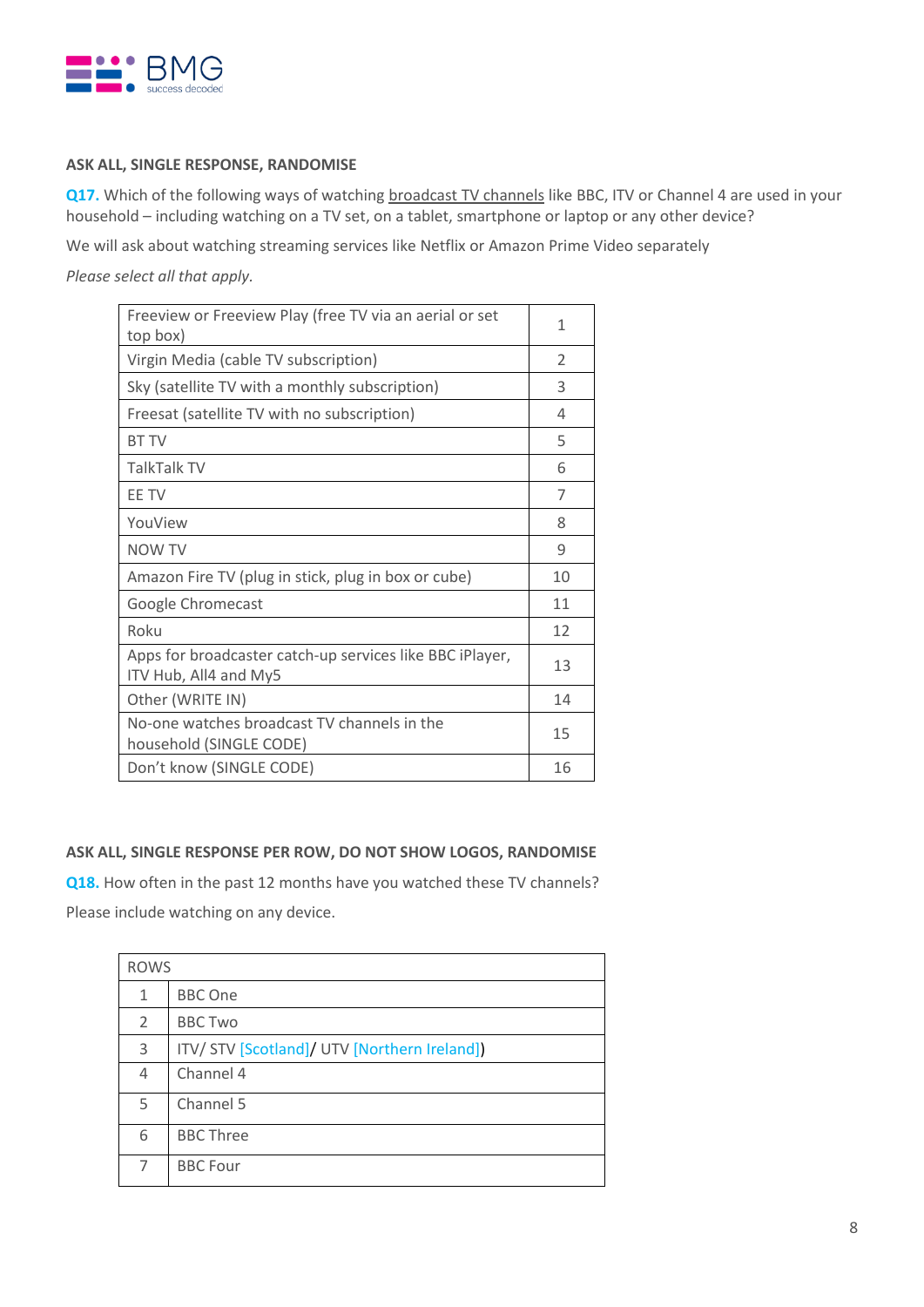**ASK ALL, SINGLE RESPONSE, RANDOMISE**

**Q17.** Which of the following ways of watching broadcast TV channels like BBC, ITV or Channel 4 are used in your household – including watching on a TV set, on a tablet, smartphone or laptop or any other device?

We will ask about watching streaming services like Netflix or Amazon Prime Video separately

*Please select all that apply.*

| | |
|---|---|
| Freeview or Freeview Play (free TV via an aerial or set top box) | 1 |
| Virgin Media (cable TV subscription) | 2 |
| Sky (satellite TV with a monthly subscription) | 3 |
| Freesat (satellite TV with no subscription) | 4 |
| BT TV | 5 |
| TalkTalk TV | 6 |
| EE TV | 7 |
| YouView | 8 |
| NOW TV | 9 |
| Amazon Fire TV (plug in stick, plug in box or cube) | 10 |
| Google Chromecast | 11 |
| Roku | 12 |
| Apps for broadcaster catch-up services like BBC iPlayer, ITV Hub, All4 and My5 | 13 |
| Other (WRITE IN) | 14 |
| No-one watches broadcast TV channels in the household (SINGLE CODE) | 15 |
| Don't know (SINGLE CODE) | 16 |

**ASK ALL, SINGLE RESPONSE PER ROW, DO NOT SHOW LOGOS, RANDOMISE**

**Q18.** How often in the past 12 months have you watched these TV channels?

Please include watching on any device.

| ROWS | |
|---|---|
| 1 | BBC One |
| 2 | BBC Two |
| 3 | ITV/ STV [Scotland]/ UTV [Northern Ireland]) |
| 4 | Channel 4 |
| 5 | Channel 5 |
| 6 | BBC Three |
| 7 | BBC Four |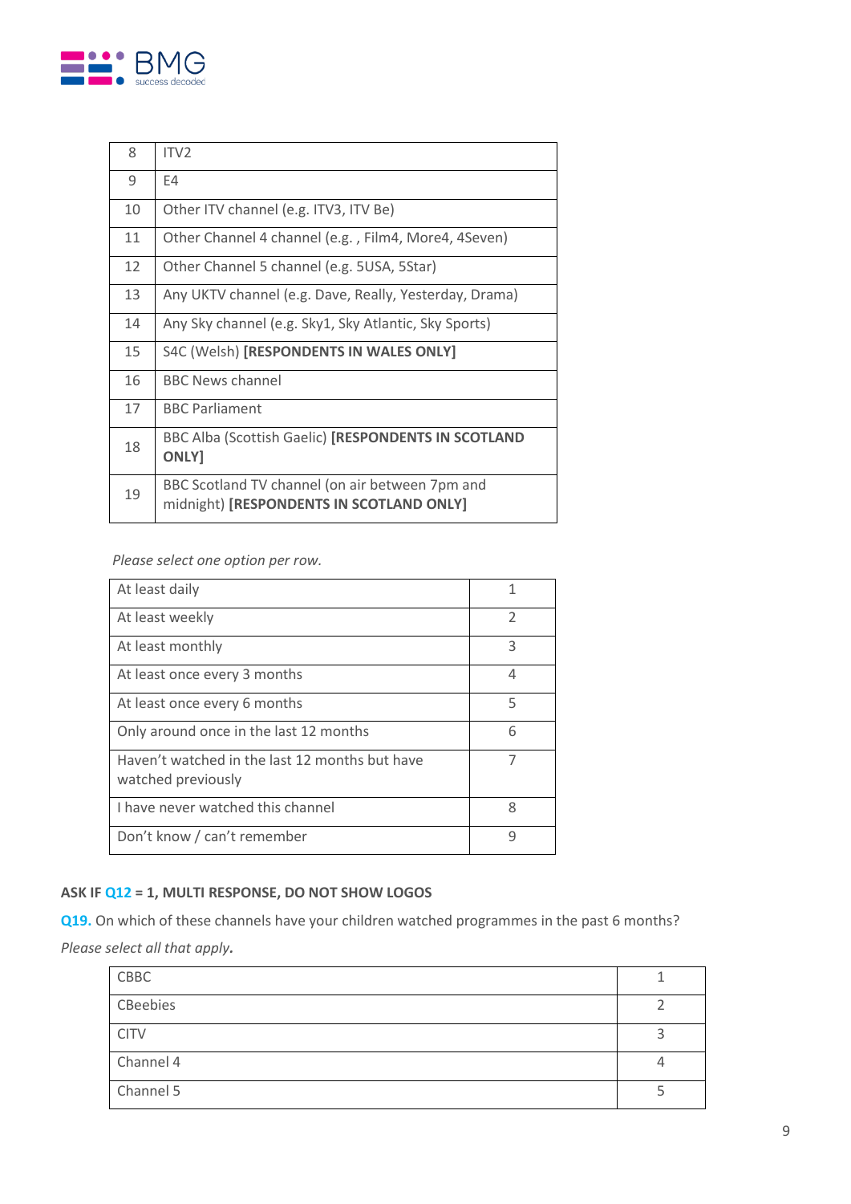| | |
|---|---|
| 8 | ITV2 |
| 9 | E4 |
| 10 | Other ITV channel (e.g. ITV3, ITV Be) |
| 11 | Other Channel 4 channel (e.g. , Film4, More4, 4Seven) |
| 12 | Other Channel 5 channel (e.g. 5USA, 5Star) |
| 13 | Any UKTV channel (e.g. Dave, Really, Yesterday, Drama) |
| 14 | Any Sky channel (e.g. Sky1, Sky Atlantic, Sky Sports) |
| 15 | S4C (Welsh) **[RESPONDENTS IN WALES ONLY]** |
| 16 | BBC News channel |
| 17 | BBC Parliament |
| 18 | BBC Alba (Scottish Gaelic) **[RESPONDENTS IN SCOTLAND ONLY]** |
| 19 | BBC Scotland TV channel (on air between 7pm and midnight) **[RESPONDENTS IN SCOTLAND ONLY]** |

*Please select one option per row.*

| | |
|---|---|
| At least daily | 1 |
| At least weekly | 2 |
| At least monthly | 3 |
| At least once every 3 months | 4 |
| At least once every 6 months | 5 |
| Only around once in the last 12 months | 6 |
| Haven't watched in the last 12 months but have watched previously | 7 |
| I have never watched this channel | 8 |
| Don't know / can't remember | 9 |

**ASK IF Q12 = 1, MULTI RESPONSE, DO NOT SHOW LOGOS**

**Q19.** On which of these channels have your children watched programmes in the past 6 months?

*Please select all that apply.*

| | |
|---|---|
| CBBC | 1 |
| CBeebies | 2 |
| CITV | 3 |
| Channel 4 | 4 |
| Channel 5 | 5 |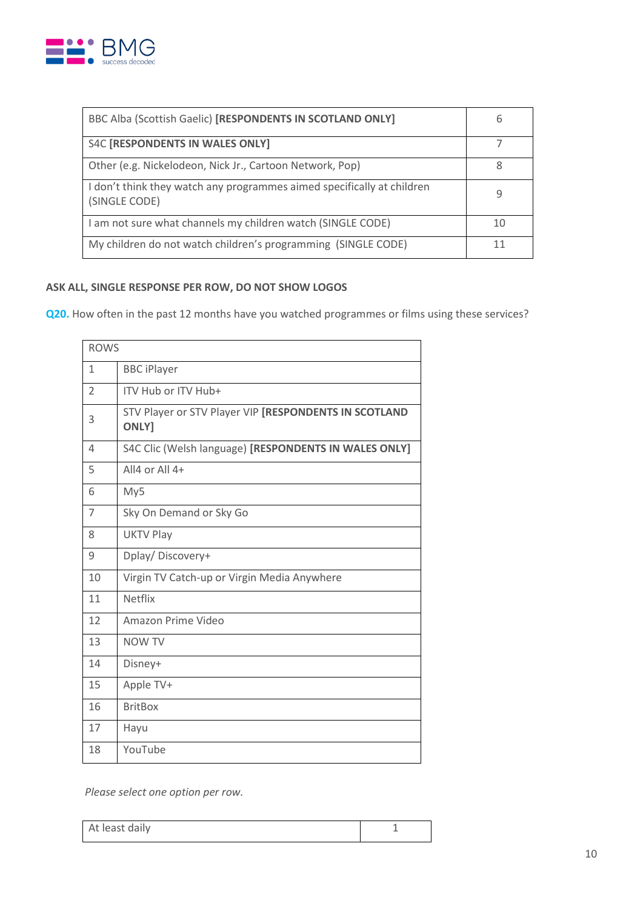| | |
|---|---|
| BBC Alba (Scottish Gaelic) **[RESPONDENTS IN SCOTLAND ONLY]** | 6 |
| S4C **[RESPONDENTS IN WALES ONLY]** | 7 |
| Other (e.g. Nickelodeon, Nick Jr., Cartoon Network, Pop) | 8 |
| I don't think they watch any programmes aimed specifically at children (SINGLE CODE) | 9 |
| I am not sure what channels my children watch (SINGLE CODE) | 10 |
| My children do not watch children's programming (SINGLE CODE) | 11 |

**ASK ALL, SINGLE RESPONSE PER ROW, DO NOT SHOW LOGOS**

**Q20.** How often in the past 12 months have you watched programmes or films using these services?

| ROWS | |
|---|---|
| 1 | BBC iPlayer |
| 2 | ITV Hub or ITV Hub+ |
| 3 | STV Player or STV Player VIP **[RESPONDENTS IN SCOTLAND ONLY]** |
| 4 | S4C Clic (Welsh language) **[RESPONDENTS IN WALES ONLY]** |
| 5 | All4 or All 4+ |
| 6 | My5 |
| 7 | Sky On Demand or Sky Go |
| 8 | UKTV Play |
| 9 | Dplay/ Discovery+ |
| 10 | Virgin TV Catch-up or Virgin Media Anywhere |
| 11 | Netflix |
| 12 | Amazon Prime Video |
| 13 | NOW TV |
| 14 | Disney+ |
| 15 | Apple TV+ |
| 16 | BritBox |
| 17 | Hayu |
| 18 | YouTube |

*Please select one option per row.*

| | |
|---|---|
| At least daily | 1 |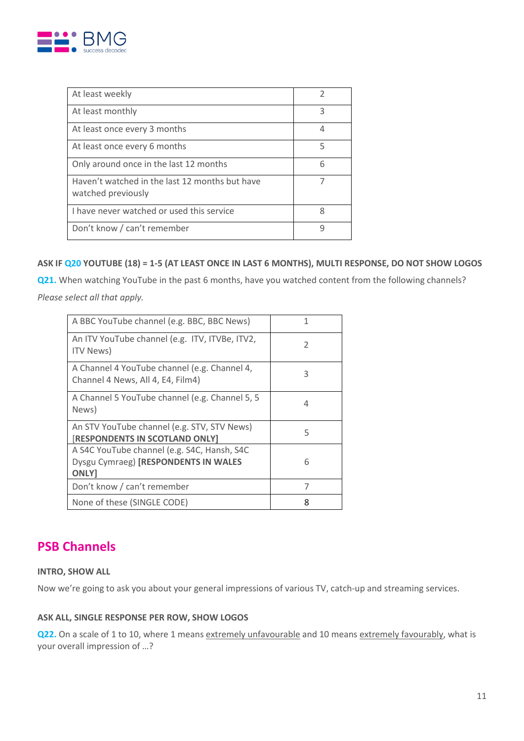| At least weekly | 2 |
|---|---|
| At least monthly | 3 |
| At least once every 3 months | 4 |
| At least once every 6 months | 5 |
| Only around once in the last 12 months | 6 |
| Haven't watched in the last 12 months but have watched previously | 7 |
| I have never watched or used this service | 8 |
| Don't know / can't remember | 9 |

**ASK IF Q20 YOUTUBE (18) = 1-5 (AT LEAST ONCE IN LAST 6 MONTHS), MULTI RESPONSE, DO NOT SHOW LOGOS**

**Q21.** When watching YouTube in the past 6 months, have you watched content from the following channels? *Please select all that apply.*

| A BBC YouTube channel (e.g. BBC, BBC News) | 1 |
|---|---|
| An ITV YouTube channel (e.g. ITV, ITVBe, ITV2, ITV News) | 2 |
| A Channel 4 YouTube channel (e.g. Channel 4, Channel 4 News, All 4, E4, Film4) | 3 |
| A Channel 5 YouTube channel (e.g. Channel 5, 5 News) | 4 |
| An STV YouTube channel (e.g. STV, STV News) **[RESPONDENTS IN SCOTLAND ONLY]** | 5 |
| A S4C YouTube channel (e.g. S4C, Hansh, S4C Dysgu Cymraeg) **[RESPONDENTS IN WALES ONLY]** | 6 |
| Don't know / can't remember | 7 |
| None of these (SINGLE CODE) | 8 |

## PSB Channels

**INTRO, SHOW ALL**

Now we're going to ask you about your general impressions of various TV, catch-up and streaming services.

**ASK ALL, SINGLE RESPONSE PER ROW, SHOW LOGOS**

**Q22.** On a scale of 1 to 10, where 1 means extremely unfavourable and 10 means extremely favourably, what is your overall impression of …?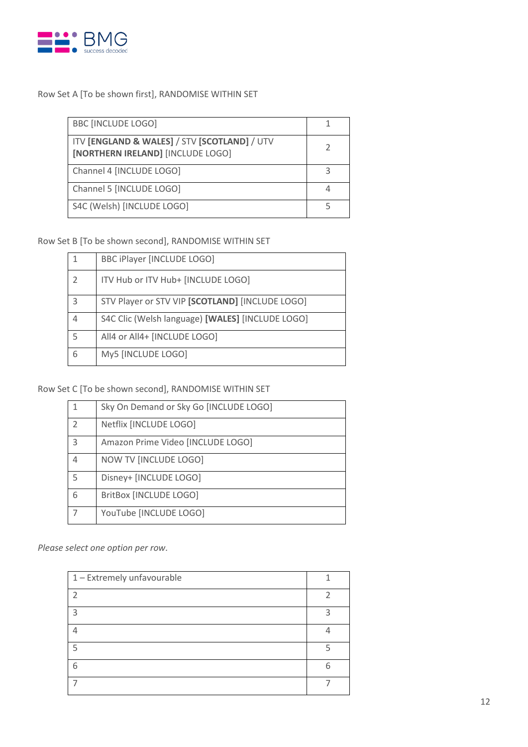Row Set A [To be shown first], RANDOMISE WITHIN SET

| | |
|---|---|
| BBC [INCLUDE LOGO] | 1 |
| ITV **[ENGLAND & WALES]** / STV **[SCOTLAND]** / UTV **[NORTHERN IRELAND]** [INCLUDE LOGO] | 2 |
| Channel 4 [INCLUDE LOGO] | 3 |
| Channel 5 [INCLUDE LOGO] | 4 |
| S4C (Welsh) [INCLUDE LOGO] | 5 |

Row Set B [To be shown second], RANDOMISE WITHIN SET

| | |
|---|---|
| 1 | BBC iPlayer [INCLUDE LOGO] |
| 2 | ITV Hub or ITV Hub+ [INCLUDE LOGO] |
| 3 | STV Player or STV VIP **[SCOTLAND]** [INCLUDE LOGO] |
| 4 | S4C Clic (Welsh language) **[WALES]** [INCLUDE LOGO] |
| 5 | All4 or All4+ [INCLUDE LOGO] |
| 6 | My5 [INCLUDE LOGO] |

Row Set C [To be shown second], RANDOMISE WITHIN SET

| | |
|---|---|
| 1 | Sky On Demand or Sky Go [INCLUDE LOGO] |
| 2 | Netflix [INCLUDE LOGO] |
| 3 | Amazon Prime Video [INCLUDE LOGO] |
| 4 | NOW TV [INCLUDE LOGO] |
| 5 | Disney+ [INCLUDE LOGO] |
| 6 | BritBox [INCLUDE LOGO] |
| 7 | YouTube [INCLUDE LOGO] |

*Please select one option per row.*

| | |
|---|---|
| 1 – Extremely unfavourable | 1 |
| 2 | 2 |
| 3 | 3 |
| 4 | 4 |
| 5 | 5 |
| 6 | 6 |
| 7 | 7 |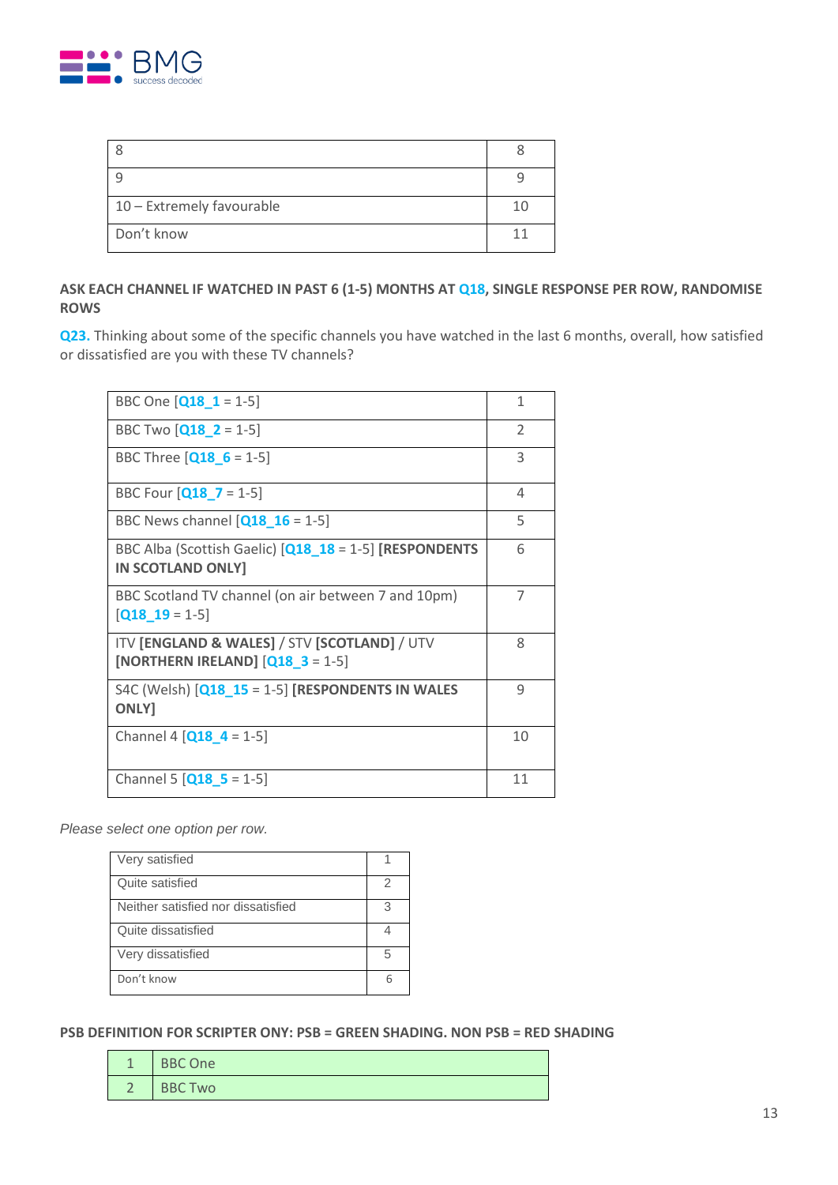| 8 | 8 |
|---|---|
| 9 | 9 |
| 10 – Extremely favourable | 10 |
| Don't know | 11 |

**ASK EACH CHANNEL IF WATCHED IN PAST 6 (1-5) MONTHS AT Q18, SINGLE RESPONSE PER ROW, RANDOMISE ROWS**

**Q23.** Thinking about some of the specific channels you have watched in the last 6 months, overall, how satisfied or dissatisfied are you with these TV channels?

| | |
|---|---|
| BBC One [**Q18_1** = 1-5] | 1 |
| BBC Two [**Q18_2** = 1-5] | 2 |
| BBC Three [**Q18_6** = 1-5] | 3 |
| BBC Four [**Q18_7** = 1-5] | 4 |
| BBC News channel [**Q18_16** = 1-5] | 5 |
| BBC Alba (Scottish Gaelic) [**Q18_18** = 1-5] **[RESPONDENTS IN SCOTLAND ONLY]** | 6 |
| BBC Scotland TV channel (on air between 7 and 10pm) [**Q18_19** = 1-5] | 7 |
| ITV **[ENGLAND & WALES]** / STV **[SCOTLAND]** / UTV **[NORTHERN IRELAND]** [**Q18_3** = 1-5] | 8 |
| S4C (Welsh) [**Q18_15** = 1-5] **[RESPONDENTS IN WALES ONLY]** | 9 |
| Channel 4 [**Q18_4** = 1-5] | 10 |
| Channel 5 [**Q18_5** = 1-5] | 11 |

*Please select one option per row.*

| | |
|---|---|
| Very satisfied | 1 |
| Quite satisfied | 2 |
| Neither satisfied nor dissatisfied | 3 |
| Quite dissatisfied | 4 |
| Very dissatisfied | 5 |
| Don't know | 6 |

**PSB DEFINITION FOR SCRIPTER ONY: PSB = GREEN SHADING. NON PSB = RED SHADING**

| | |
|---|---|
| 1 | BBC One |
| 2 | BBC Two |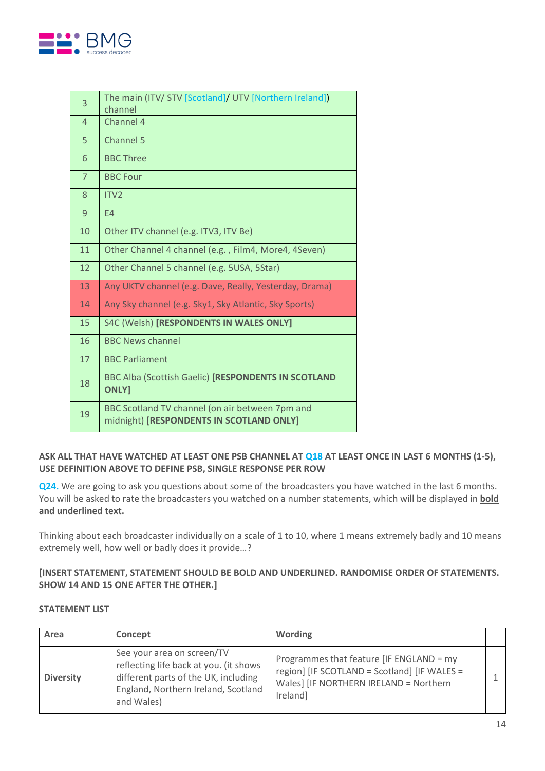| | |
|---|---|
| 3 | The main (ITV/ STV [Scotland]/ UTV [Northern Ireland]) channel |
| 4 | Channel 4 |
| 5 | Channel 5 |
| 6 | BBC Three |
| 7 | BBC Four |
| 8 | ITV2 |
| 9 | E4 |
| 10 | Other ITV channel (e.g. ITV3, ITV Be) |
| 11 | Other Channel 4 channel (e.g. , Film4, More4, 4Seven) |
| 12 | Other Channel 5 channel (e.g. 5USA, 5Star) |
| 13 | Any UKTV channel (e.g. Dave, Really, Yesterday, Drama) |
| 14 | Any Sky channel (e.g. Sky1, Sky Atlantic, Sky Sports) |
| 15 | S4C (Welsh) **[RESPONDENTS IN WALES ONLY]** |
| 16 | BBC News channel |
| 17 | BBC Parliament |
| 18 | BBC Alba (Scottish Gaelic) **[RESPONDENTS IN SCOTLAND ONLY]** |
| 19 | BBC Scotland TV channel (on air between 7pm and midnight) **[RESPONDENTS IN SCOTLAND ONLY]** |

**ASK ALL THAT HAVE WATCHED AT LEAST ONE PSB CHANNEL AT Q18 AT LEAST ONCE IN LAST 6 MONTHS (1-5), USE DEFINITION ABOVE TO DEFINE PSB, SINGLE RESPONSE PER ROW**

**Q24.** We are going to ask you questions about some of the broadcasters you have watched in the last 6 months. You will be asked to rate the broadcasters you watched on a number statements, which will be displayed in **bold and underlined text.**

Thinking about each broadcaster individually on a scale of 1 to 10, where 1 means extremely badly and 10 means extremely well, how well or badly does it provide…?

**[INSERT STATEMENT, STATEMENT SHOULD BE BOLD AND UNDERLINED. RANDOMISE ORDER OF STATEMENTS. SHOW 14 AND 15 ONE AFTER THE OTHER.]**

**STATEMENT LIST**

| Area | Concept | Wording | |
|---|---|---|---|
| **Diversity** | See your area on screen/TV reflecting life back at you. (it shows different parts of the UK, including England, Northern Ireland, Scotland and Wales) | Programmes that feature [IF ENGLAND = my region] [IF SCOTLAND = Scotland] [IF WALES = Wales] [IF NORTHERN IRELAND = Northern Ireland] | 1 |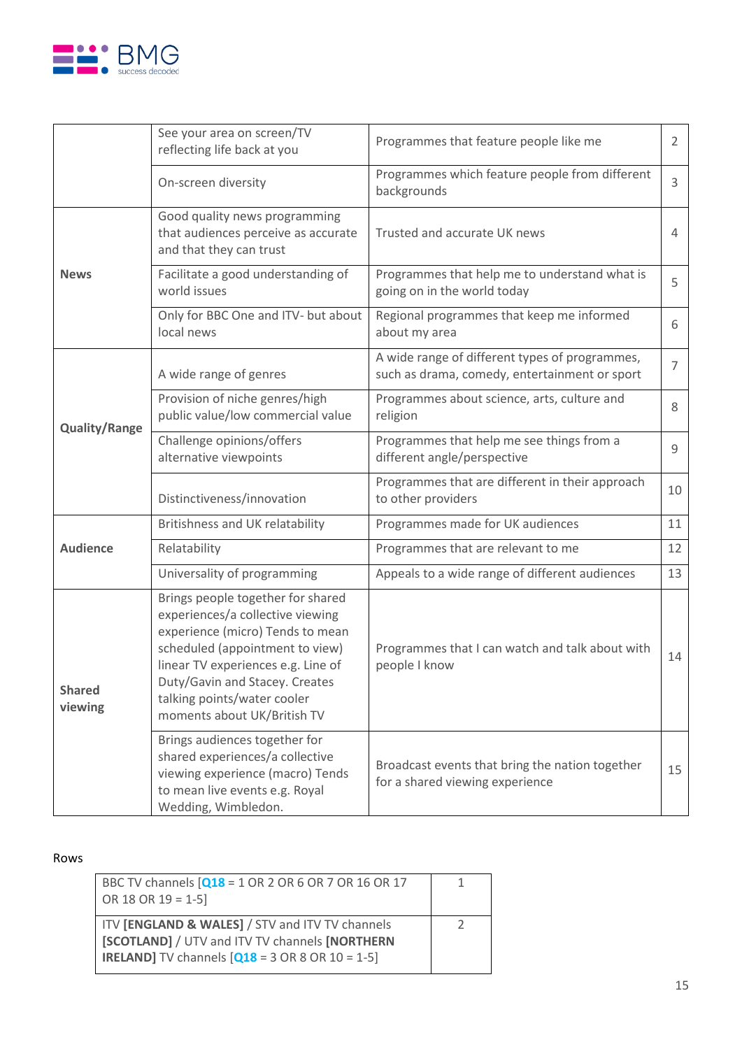| | | | |
|---|---|---|---|
| | See your area on screen/TV reflecting life back at you | Programmes that feature people like me | 2 |
| | On-screen diversity | Programmes which feature people from different backgrounds | 3 |
| **News** | Good quality news programming that audiences perceive as accurate and that they can trust | Trusted and accurate UK news | 4 |
| | Facilitate a good understanding of world issues | Programmes that help me to understand what is going on in the world today | 5 |
| | Only for BBC One and ITV- but about local news | Regional programmes that keep me informed about my area | 6 |
| **Quality/Range** | A wide range of genres | A wide range of different types of programmes, such as drama, comedy, entertainment or sport | 7 |
| | Provision of niche genres/high public value/low commercial value | Programmes about science, arts, culture and religion | 8 |
| | Challenge opinions/offers alternative viewpoints | Programmes that help me see things from a different angle/perspective | 9 |
| | Distinctiveness/innovation | Programmes that are different in their approach to other providers | 10 |
| **Audience** | Britishness and UK relatability | Programmes made for UK audiences | 11 |
| | Relatability | Programmes that are relevant to me | 12 |
| | Universality of programming | Appeals to a wide range of different audiences | 13 |
| **Shared viewing** | Brings people together for shared experiences/a collective viewing experience (micro) Tends to mean scheduled (appointment to view) linear TV experiences e.g. Line of Duty/Gavin and Stacey. Creates talking points/water cooler moments about UK/British TV | Programmes that I can watch and talk about with people I know | 14 |
| | Brings audiences together for shared experiences/a collective viewing experience (macro) Tends to mean live events e.g. Royal Wedding, Wimbledon. | Broadcast events that bring the nation together for a shared viewing experience | 15 |

Rows

| | |
|---|---|
| BBC TV channels [Q18 = 1 OR 2 OR 6 OR 7 OR 16 OR 17 OR 18 OR 19 = 1-5] | 1 |
| ITV **[ENGLAND & WALES]** / STV and ITV TV channels **[SCOTLAND]** / UTV and ITV TV channels **[NORTHERN IRELAND]** TV channels [Q18 = 3 OR 8 OR 10 = 1-5] | 2 |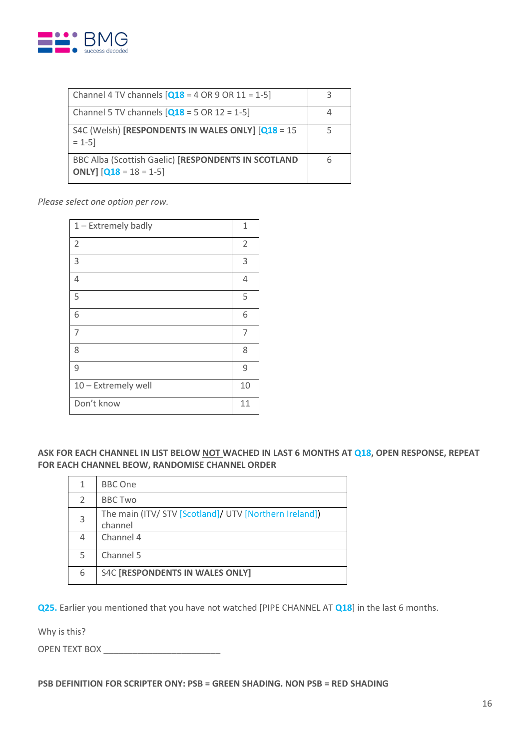| Channel 4 TV channels [Q18 = 4 OR 9 OR 11 = 1-5] | 3 |
|---|---|
| Channel 5 TV channels [Q18 = 5 OR 12 = 1-5] | 4 |
| S4C (Welsh) **[RESPONDENTS IN WALES ONLY]** [Q18 = 15 = 1-5] | 5 |
| BBC Alba (Scottish Gaelic) **[RESPONDENTS IN SCOTLAND ONLY]** [Q18 = 18 = 1-5] | 6 |

*Please select one option per row.*

| 1 – Extremely badly | 1 |
|---|---|
| 2 | 2 |
| 3 | 3 |
| 4 | 4 |
| 5 | 5 |
| 6 | 6 |
| 7 | 7 |
| 8 | 8 |
| 9 | 9 |
| 10 – Extremely well | 10 |
| Don't know | 11 |

**ASK FOR EACH CHANNEL IN LIST BELOW NOT WACHED IN LAST 6 MONTHS AT Q18, OPEN RESPONSE, REPEAT FOR EACH CHANNEL BEOW, RANDOMISE CHANNEL ORDER**

| 1 | BBC One |
|---|---|
| 2 | BBC Two |
| 3 | The main (ITV/ STV [Scotland]/ UTV [Northern Ireland]) channel |
| 4 | Channel 4 |
| 5 | Channel 5 |
| 6 | S4C **[RESPONDENTS IN WALES ONLY]** |

**Q25.** Earlier you mentioned that you have not watched [PIPE CHANNEL AT **Q18**] in the last 6 months.

Why is this?

OPEN TEXT BOX ________________________

**PSB DEFINITION FOR SCRIPTER ONY: PSB = GREEN SHADING. NON PSB = RED SHADING**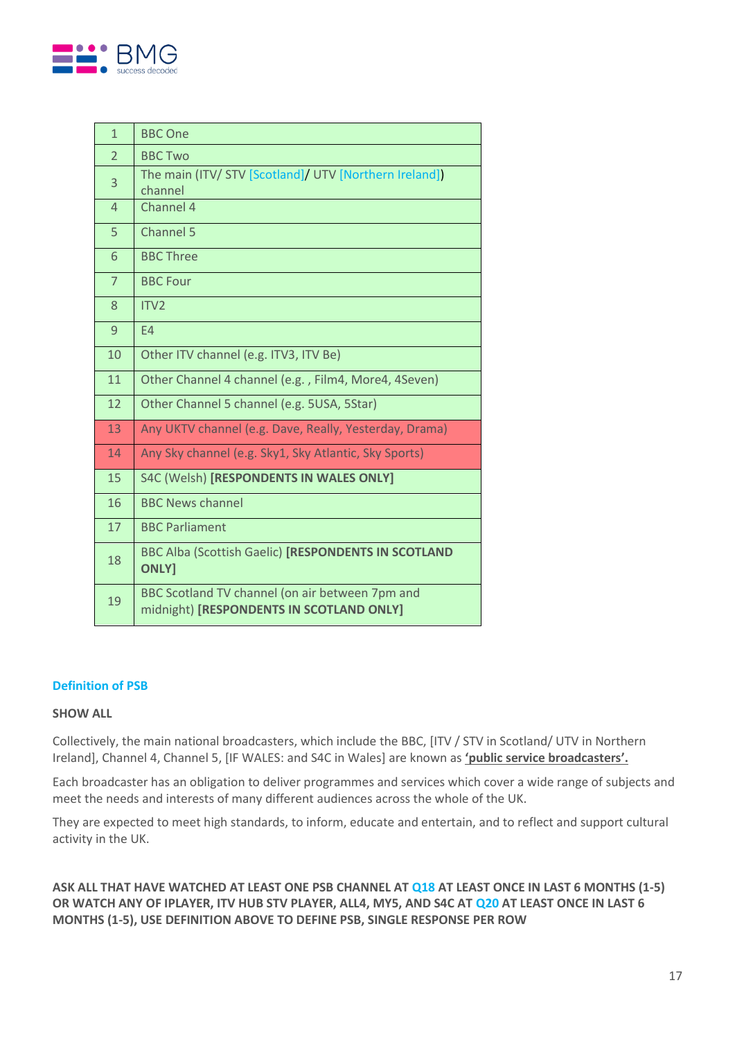| | |
|---|---|
| 1 | BBC One |
| 2 | BBC Two |
| 3 | The main (ITV/ STV [Scotland]/ UTV [Northern Ireland]) channel |
| 4 | Channel 4 |
| 5 | Channel 5 |
| 6 | BBC Three |
| 7 | BBC Four |
| 8 | ITV2 |
| 9 | E4 |
| 10 | Other ITV channel (e.g. ITV3, ITV Be) |
| 11 | Other Channel 4 channel (e.g. , Film4, More4, 4Seven) |
| 12 | Other Channel 5 channel (e.g. 5USA, 5Star) |
| 13 | Any UKTV channel (e.g. Dave, Really, Yesterday, Drama) |
| 14 | Any Sky channel (e.g. Sky1, Sky Atlantic, Sky Sports) |
| 15 | S4C (Welsh) **[RESPONDENTS IN WALES ONLY]** |
| 16 | BBC News channel |
| 17 | BBC Parliament |
| 18 | BBC Alba (Scottish Gaelic) **[RESPONDENTS IN SCOTLAND ONLY]** |
| 19 | BBC Scotland TV channel (on air between 7pm and midnight) **[RESPONDENTS IN SCOTLAND ONLY]** |

### Definition of PSB

**SHOW ALL**

Collectively, the main national broadcasters, which include the BBC, [ITV / STV in Scotland/ UTV in Northern Ireland], Channel 4, Channel 5, [IF WALES: and S4C in Wales] are known as **'public service broadcasters'.**

Each broadcaster has an obligation to deliver programmes and services which cover a wide range of subjects and meet the needs and interests of many different audiences across the whole of the UK.

They are expected to meet high standards, to inform, educate and entertain, and to reflect and support cultural activity in the UK.

**ASK ALL THAT HAVE WATCHED AT LEAST ONE PSB CHANNEL AT Q18 AT LEAST ONCE IN LAST 6 MONTHS (1-5) OR WATCH ANY OF IPLAYER, ITV HUB STV PLAYER, ALL4, MY5, AND S4C AT Q20 AT LEAST ONCE IN LAST 6 MONTHS (1-5), USE DEFINITION ABOVE TO DEFINE PSB, SINGLE RESPONSE PER ROW**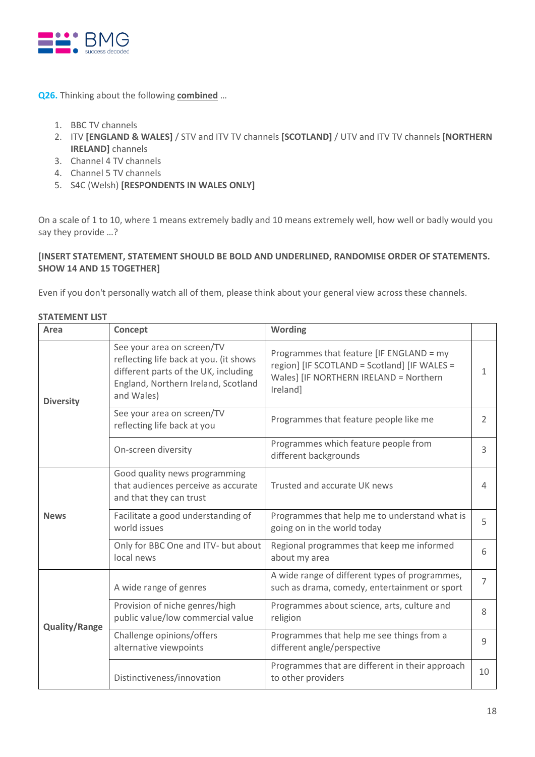**Q26.** Thinking about the following **combined** …

1. BBC TV channels
2. ITV **[ENGLAND & WALES]** / STV and ITV TV channels **[SCOTLAND]** / UTV and ITV TV channels **[NORTHERN IRELAND]** channels
3. Channel 4 TV channels
4. Channel 5 TV channels
5. S4C (Welsh) **[RESPONDENTS IN WALES ONLY]**

On a scale of 1 to 10, where 1 means extremely badly and 10 means extremely well, how well or badly would you say they provide …?

**[INSERT STATEMENT, STATEMENT SHOULD BE BOLD AND UNDERLINED, RANDOMISE ORDER OF STATEMENTS. SHOW 14 AND 15 TOGETHER]**

Even if you don't personally watch all of them, please think about your general view across these channels.

**STATEMENT LIST**

| Area | Concept | Wording | |
|---|---|---|---|
| **Diversity** | See your area on screen/TV reflecting life back at you. (it shows different parts of the UK, including England, Northern Ireland, Scotland and Wales) | Programmes that feature [IF ENGLAND = my region] [IF SCOTLAND = Scotland] [IF WALES = Wales] [IF NORTHERN IRELAND = Northern Ireland] | 1 |
| | See your area on screen/TV reflecting life back at you | Programmes that feature people like me | 2 |
| | On-screen diversity | Programmes which feature people from different backgrounds | 3 |
| **News** | Good quality news programming that audiences perceive as accurate and that they can trust | Trusted and accurate UK news | 4 |
| | Facilitate a good understanding of world issues | Programmes that help me to understand what is going on in the world today | 5 |
| | Only for BBC One and ITV- but about local news | Regional programmes that keep me informed about my area | 6 |
| **Quality/Range** | A wide range of genres | A wide range of different types of programmes, such as drama, comedy, entertainment or sport | 7 |
| | Provision of niche genres/high public value/low commercial value | Programmes about science, arts, culture and religion | 8 |
| | Challenge opinions/offers alternative viewpoints | Programmes that help me see things from a different angle/perspective | 9 |
| | Distinctiveness/innovation | Programmes that are different in their approach to other providers | 10 |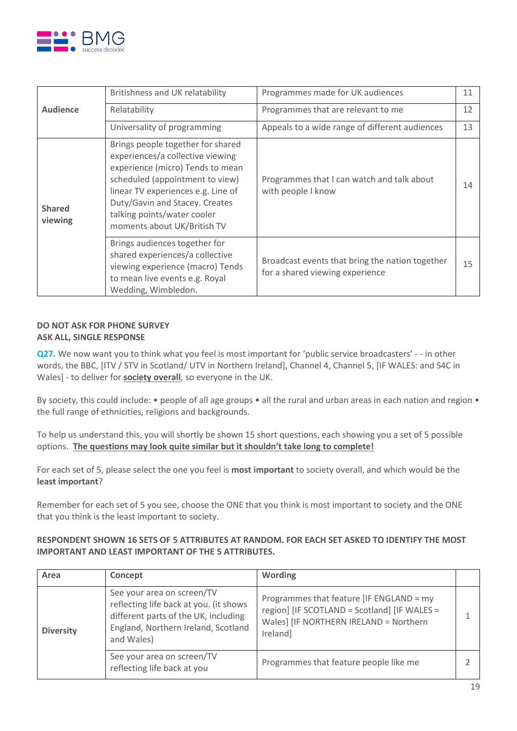| Audience | Britishness and UK relatability | Programmes made for UK audiences | 11 |
|---|---|---|---|
| | Relatability | Programmes that are relevant to me | 12 |
| | Universality of programming | Appeals to a wide range of different audiences | 13 |
| Shared viewing | Brings people together for shared experiences/a collective viewing experience (micro) Tends to mean scheduled (appointment to view) linear TV experiences e.g. Line of Duty/Gavin and Stacey. Creates talking points/water cooler moments about UK/British TV | Programmes that I can watch and talk about with people I know | 14 |
| | Brings audiences together for shared experiences/a collective viewing experience (macro) Tends to mean live events e.g. Royal Wedding, Wimbledon. | Broadcast events that bring the nation together for a shared viewing experience | 15 |

**DO NOT ASK FOR PHONE SURVEY**
**ASK ALL, SINGLE RESPONSE**

**Q27.** We now want you to think what you feel is most important for 'public service broadcasters' - - in other words, the BBC, [ITV / STV in Scotland/ UTV in Northern Ireland], Channel 4, Channel 5, [IF WALES: and S4C in Wales] - to deliver for **society overall**, so everyone in the UK.

By society, this could include: • people of all age groups • all the rural and urban areas in each nation and region • the full range of ethnicities, religions and backgrounds.

To help us understand this, you will shortly be shown 15 short questions, each showing you a set of 5 possible options. **The questions may look quite similar but it shouldn't take long to complete!**

For each set of 5, please select the one you feel is **most important** to society overall, and which would be the **least important**?

Remember for each set of 5 you see, choose the ONE that you think is most important to society and the ONE that you think is the least important to society.

**RESPONDENT SHOWN 16 SETS OF 5 ATTRIBUTES AT RANDOM. FOR EACH SET ASKED TO IDENTIFY THE MOST IMPORTANT AND LEAST IMPORTANT OF THE 5 ATTRIBUTES.**

| Area | Concept | Wording | |
|---|---|---|---|
| Diversity | See your area on screen/TV reflecting life back at you. (it shows different parts of the UK, including England, Northern Ireland, Scotland and Wales) | Programmes that feature [IF ENGLAND = my region] [IF SCOTLAND = Scotland] [IF WALES = Wales] [IF NORTHERN IRELAND = Northern Ireland] | 1 |
| | See your area on screen/TV reflecting life back at you | Programmes that feature people like me | 2 |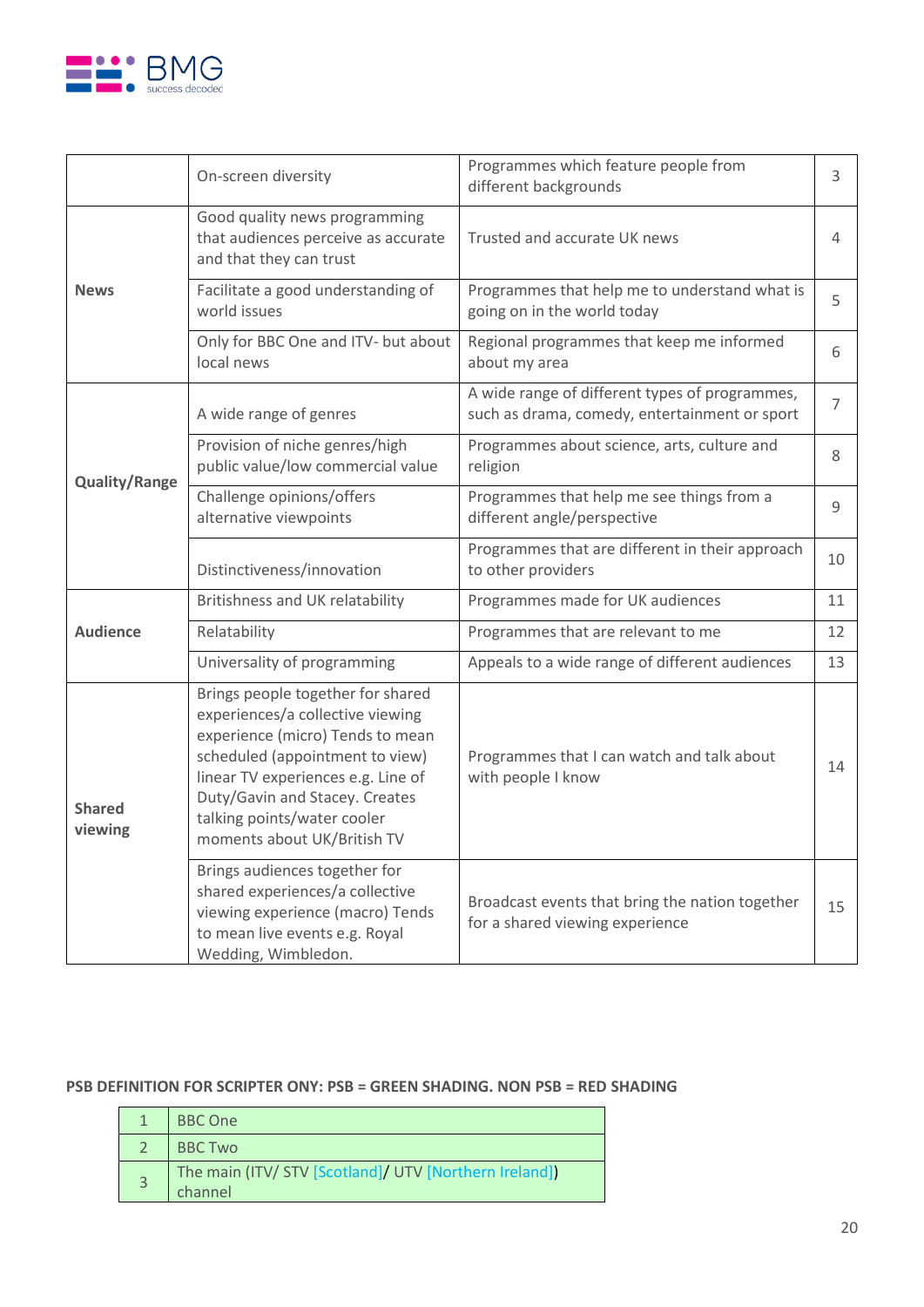| | | | |
|---|---|---|---|
| | On-screen diversity | Programmes which feature people from different backgrounds | 3 |
| **News** | Good quality news programming that audiences perceive as accurate and that they can trust | Trusted and accurate UK news | 4 |
| | Facilitate a good understanding of world issues | Programmes that help me to understand what is going on in the world today | 5 |
| | Only for BBC One and ITV- but about local news | Regional programmes that keep me informed about my area | 6 |
| **Quality/Range** | A wide range of genres | A wide range of different types of programmes, such as drama, comedy, entertainment or sport | 7 |
| | Provision of niche genres/high public value/low commercial value | Programmes about science, arts, culture and religion | 8 |
| | Challenge opinions/offers alternative viewpoints | Programmes that help me see things from a different angle/perspective | 9 |
| | Distinctiveness/innovation | Programmes that are different in their approach to other providers | 10 |
| **Audience** | Britishness and UK relatability | Programmes made for UK audiences | 11 |
| | Relatability | Programmes that are relevant to me | 12 |
| | Universality of programming | Appeals to a wide range of different audiences | 13 |
| **Shared viewing** | Brings people together for shared experiences/a collective viewing experience (micro) Tends to mean scheduled (appointment to view) linear TV experiences e.g. Line of Duty/Gavin and Stacey. Creates talking points/water cooler moments about UK/British TV | Programmes that I can watch and talk about with people I know | 14 |
| | Brings audiences together for shared experiences/a collective viewing experience (macro) Tends to mean live events e.g. Royal Wedding, Wimbledon. | Broadcast events that bring the nation together for a shared viewing experience | 15 |

**PSB DEFINITION FOR SCRIPTER ONY: PSB = GREEN SHADING. NON PSB = RED SHADING**

| | |
|---|---|
| 1 | BBC One |
| 2 | BBC Two |
| 3 | The main (ITV/ STV [Scotland]/ UTV [Northern Ireland]) channel |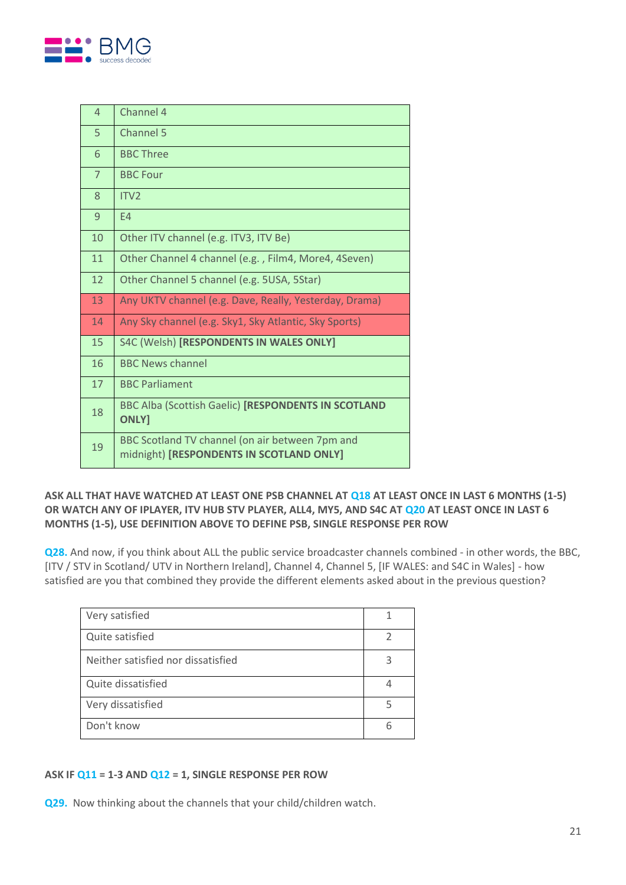| | |
|---|---|
| 4 | Channel 4 |
| 5 | Channel 5 |
| 6 | BBC Three |
| 7 | BBC Four |
| 8 | ITV2 |
| 9 | E4 |
| 10 | Other ITV channel (e.g. ITV3, ITV Be) |
| 11 | Other Channel 4 channel (e.g. , Film4, More4, 4Seven) |
| 12 | Other Channel 5 channel (e.g. 5USA, 5Star) |
| 13 | Any UKTV channel (e.g. Dave, Really, Yesterday, Drama) |
| 14 | Any Sky channel (e.g. Sky1, Sky Atlantic, Sky Sports) |
| 15 | S4C (Welsh) **[RESPONDENTS IN WALES ONLY]** |
| 16 | BBC News channel |
| 17 | BBC Parliament |
| 18 | BBC Alba (Scottish Gaelic) **[RESPONDENTS IN SCOTLAND ONLY]** |
| 19 | BBC Scotland TV channel (on air between 7pm and midnight) **[RESPONDENTS IN SCOTLAND ONLY]** |

**ASK ALL THAT HAVE WATCHED AT LEAST ONE PSB CHANNEL AT Q18 AT LEAST ONCE IN LAST 6 MONTHS (1-5) OR WATCH ANY OF IPLAYER, ITV HUB STV PLAYER, ALL4, MY5, AND S4C AT Q20 AT LEAST ONCE IN LAST 6 MONTHS (1-5), USE DEFINITION ABOVE TO DEFINE PSB, SINGLE RESPONSE PER ROW**

**Q28.** And now, if you think about ALL the public service broadcaster channels combined - in other words, the BBC, [ITV / STV in Scotland/ UTV in Northern Ireland], Channel 4, Channel 5, [IF WALES: and S4C in Wales] - how satisfied are you that combined they provide the different elements asked about in the previous question?

| | |
|---|---|
| Very satisfied | 1 |
| Quite satisfied | 2 |
| Neither satisfied nor dissatisfied | 3 |
| Quite dissatisfied | 4 |
| Very dissatisfied | 5 |
| Don't know | 6 |

**ASK IF Q11 = 1-3 AND Q12 = 1, SINGLE RESPONSE PER ROW**

**Q29.** Now thinking about the channels that your child/children watch.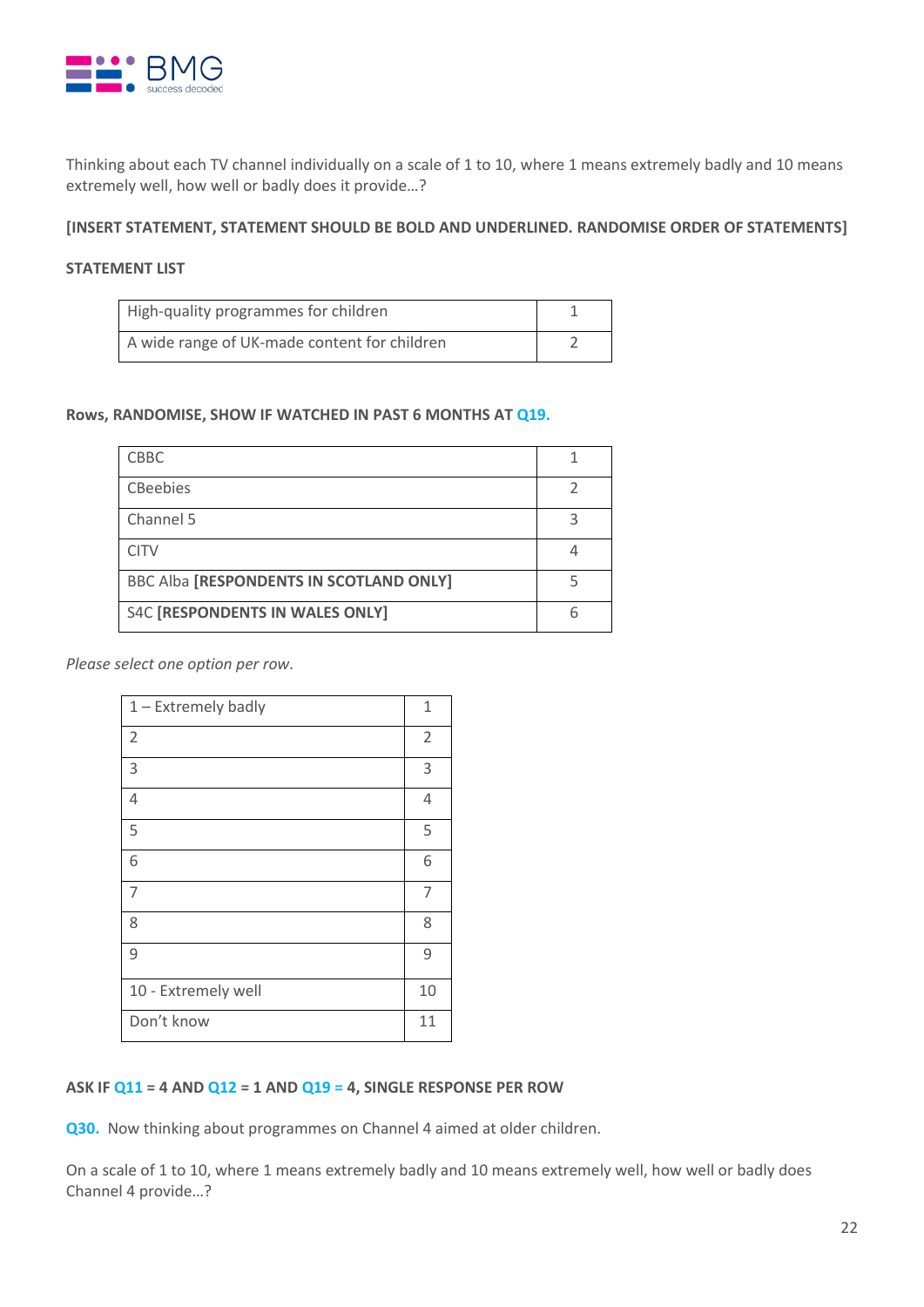Thinking about each TV channel individually on a scale of 1 to 10, where 1 means extremely badly and 10 means extremely well, how well or badly does it provide…?

**[INSERT STATEMENT, STATEMENT SHOULD BE BOLD AND UNDERLINED. RANDOMISE ORDER OF STATEMENTS]**

**STATEMENT LIST**

| | |
|---|---|
| High-quality programmes for children | 1 |
| A wide range of UK-made content for children | 2 |

**Rows, RANDOMISE, SHOW IF WATCHED IN PAST 6 MONTHS AT Q19.**

| | |
|---|---|
| CBBC | 1 |
| CBeebies | 2 |
| Channel 5 | 3 |
| CITV | 4 |
| BBC Alba **[RESPONDENTS IN SCOTLAND ONLY]** | 5 |
| S4C **[RESPONDENTS IN WALES ONLY]** | 6 |

*Please select one option per row.*

| | |
|---|---|
| 1 – Extremely badly | 1 |
| 2 | 2 |
| 3 | 3 |
| 4 | 4 |
| 5 | 5 |
| 6 | 6 |
| 7 | 7 |
| 8 | 8 |
| 9 | 9 |
| 10 - Extremely well | 10 |
| Don't know | 11 |

**ASK IF Q11 = 4 AND Q12 = 1 AND Q19 = 4, SINGLE RESPONSE PER ROW**

**Q30.** Now thinking about programmes on Channel 4 aimed at older children.

On a scale of 1 to 10, where 1 means extremely badly and 10 means extremely well, how well or badly does Channel 4 provide…?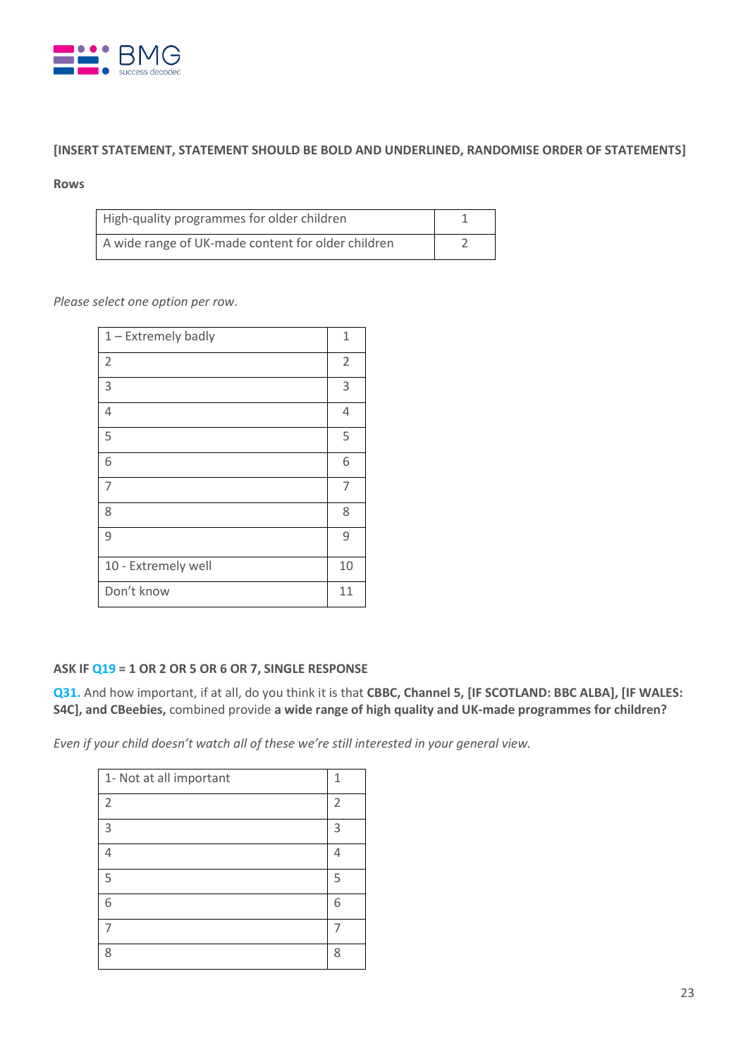**[INSERT STATEMENT, STATEMENT SHOULD BE BOLD AND UNDERLINED, RANDOMISE ORDER OF STATEMENTS]**

**Rows**

| | |
|---|---|
| High-quality programmes for older children | 1 |
| A wide range of UK-made content for older children | 2 |

*Please select one option per row.*

| | |
|---|---|
| 1 – Extremely badly | 1 |
| 2 | 2 |
| 3 | 3 |
| 4 | 4 |
| 5 | 5 |
| 6 | 6 |
| 7 | 7 |
| 8 | 8 |
| 9 | 9 |
| 10 - Extremely well | 10 |
| Don't know | 11 |

**ASK IF Q19 = 1 OR 2 OR 5 OR 6 OR 7, SINGLE RESPONSE**

**Q31.** And how important, if at all, do you think it is that **CBBC, Channel 5, [IF SCOTLAND: BBC ALBA], [IF WALES: S4C], and CBeebies,** combined provide **a wide range of high quality and UK-made programmes for children?**

*Even if your child doesn't watch all of these we're still interested in your general view.*

| | |
|---|---|
| 1- Not at all important | 1 |
| 2 | 2 |
| 3 | 3 |
| 4 | 4 |
| 5 | 5 |
| 6 | 6 |
| 7 | 7 |
| 8 | 8 |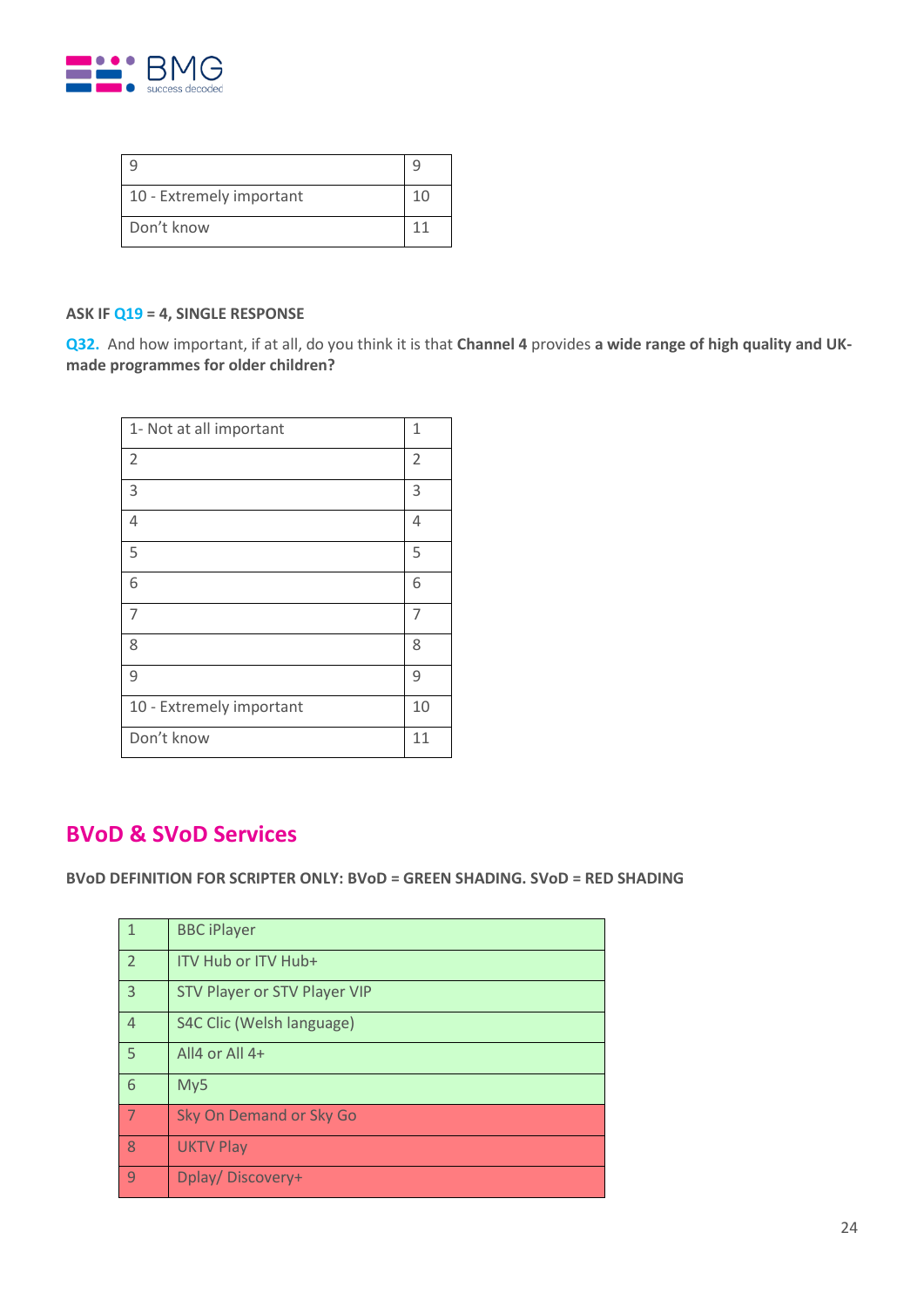| 9 | 9 |
| --- | --- |
| 10 - Extremely important | 10 |
| Don't know | 11 |

**ASK IF Q19 = 4, SINGLE RESPONSE**

**Q32.** And how important, if at all, do you think it is that **Channel 4** provides **a wide range of high quality and UK-made programmes for older children?**

| 1- Not at all important | 1 |
| --- | --- |
| 2 | 2 |
| 3 | 3 |
| 4 | 4 |
| 5 | 5 |
| 6 | 6 |
| 7 | 7 |
| 8 | 8 |
| 9 | 9 |
| 10 - Extremely important | 10 |
| Don't know | 11 |

## BVoD & SVoD Services

**BVoD DEFINITION FOR SCRIPTER ONLY: BVoD = GREEN SHADING. SVoD = RED SHADING**

| 1 | BBC iPlayer |
| --- | --- |
| 2 | ITV Hub or ITV Hub+ |
| 3 | STV Player or STV Player VIP |
| 4 | S4C Clic (Welsh language) |
| 5 | All4 or All 4+ |
| 6 | My5 |
| 7 | Sky On Demand or Sky Go |
| 8 | UKTV Play |
| 9 | Dplay/ Discovery+ |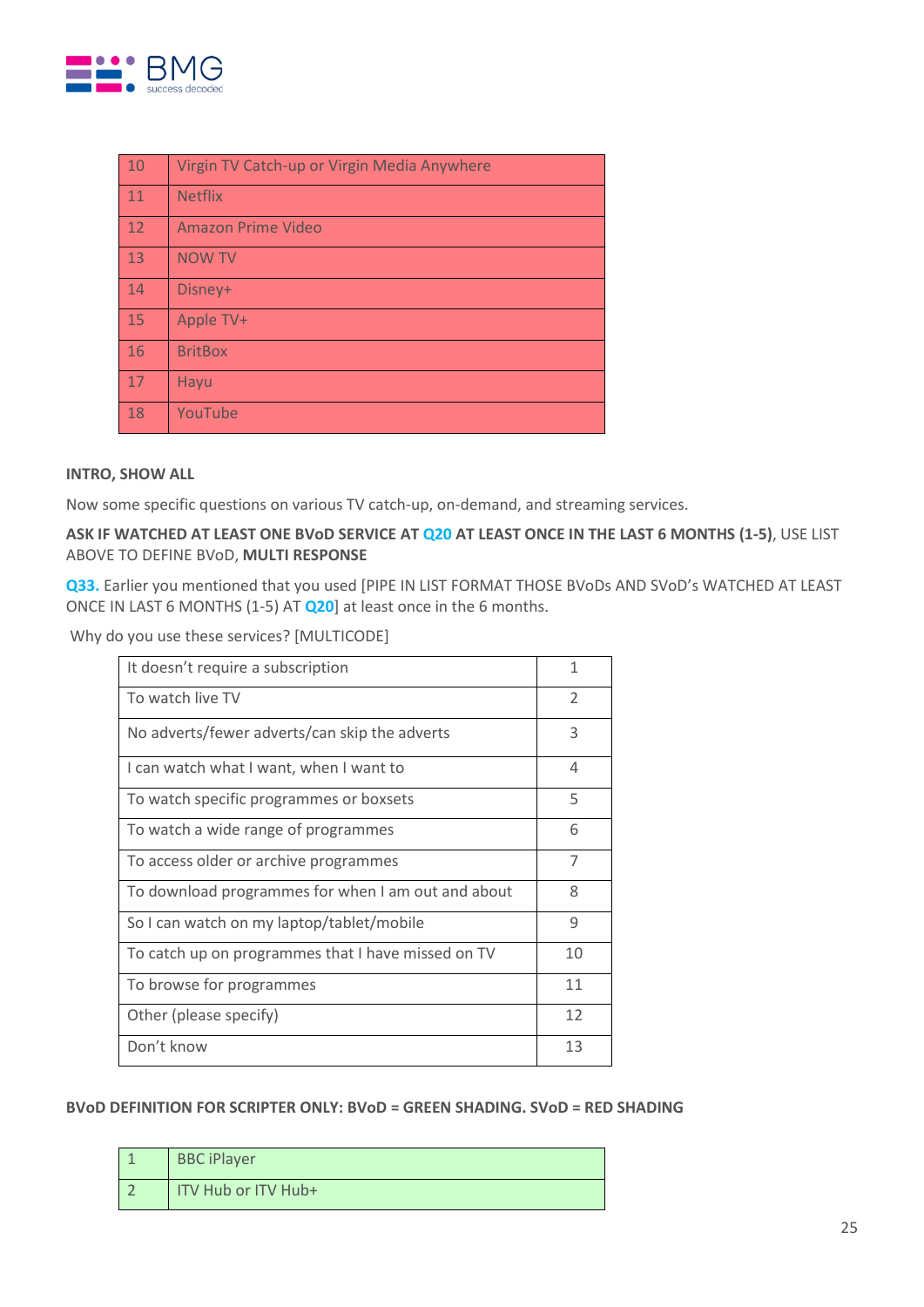| 10 | Virgin TV Catch-up or Virgin Media Anywhere |
|---|---|
| 11 | Netflix |
| 12 | Amazon Prime Video |
| 13 | NOW TV |
| 14 | Disney+ |
| 15 | Apple TV+ |
| 16 | BritBox |
| 17 | Hayu |
| 18 | YouTube |

**INTRO, SHOW ALL**

Now some specific questions on various TV catch-up, on-demand, and streaming services.

**ASK IF WATCHED AT LEAST ONE BVoD SERVICE AT Q20 AT LEAST ONCE IN THE LAST 6 MONTHS (1-5)**, USE LIST ABOVE TO DEFINE BVoD, **MULTI RESPONSE**

**Q33.** Earlier you mentioned that you used [PIPE IN LIST FORMAT THOSE BVoDs AND SVoD's WATCHED AT LEAST ONCE IN LAST 6 MONTHS (1-5) AT **Q20**] at least once in the 6 months.

Why do you use these services? [MULTICODE]

| It doesn't require a subscription | 1 |
|---|---|
| To watch live TV | 2 |
| No adverts/fewer adverts/can skip the adverts | 3 |
| I can watch what I want, when I want to | 4 |
| To watch specific programmes or boxsets | 5 |
| To watch a wide range of programmes | 6 |
| To access older or archive programmes | 7 |
| To download programmes for when I am out and about | 8 |
| So I can watch on my laptop/tablet/mobile | 9 |
| To catch up on programmes that I have missed on TV | 10 |
| To browse for programmes | 11 |
| Other (please specify) | 12 |
| Don't know | 13 |

**BVoD DEFINITION FOR SCRIPTER ONLY: BVoD = GREEN SHADING. SVoD = RED SHADING**

| 1 | BBC iPlayer |
|---|---|
| 2 | ITV Hub or ITV Hub+ |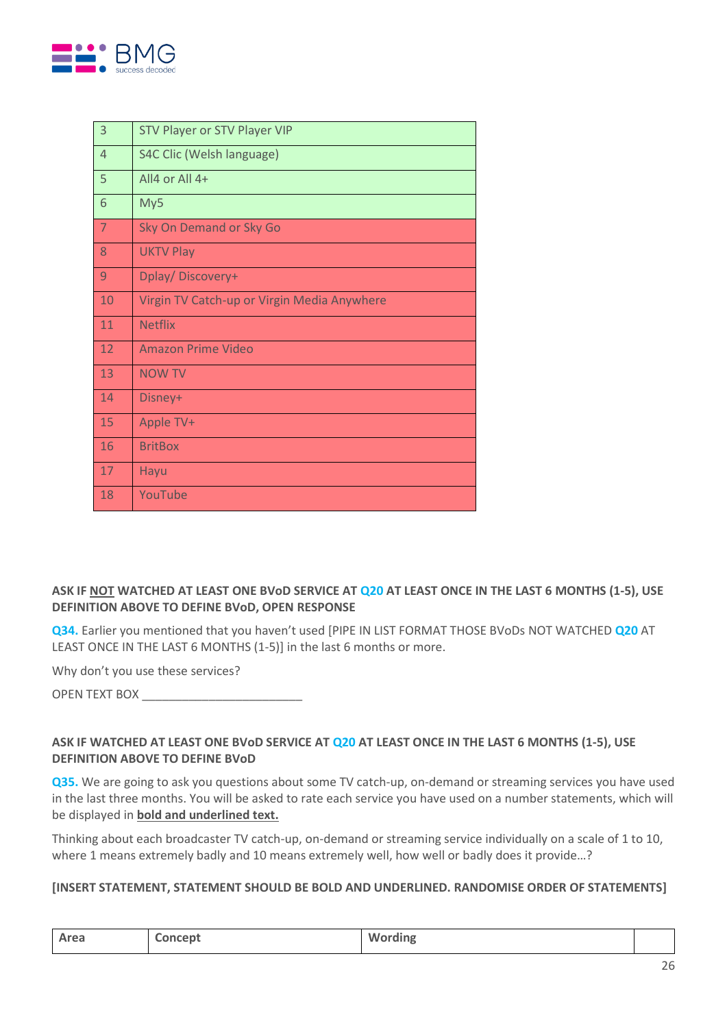| | |
|---|---|
| 3 | STV Player or STV Player VIP |
| 4 | S4C Clic (Welsh language) |
| 5 | All4 or All 4+ |
| 6 | My5 |
| 7 | Sky On Demand or Sky Go |
| 8 | UKTV Play |
| 9 | Dplay/ Discovery+ |
| 10 | Virgin TV Catch-up or Virgin Media Anywhere |
| 11 | Netflix |
| 12 | Amazon Prime Video |
| 13 | NOW TV |
| 14 | Disney+ |
| 15 | Apple TV+ |
| 16 | BritBox |
| 17 | Hayu |
| 18 | YouTube |

**ASK IF NOT WATCHED AT LEAST ONE BVoD SERVICE AT Q20 AT LEAST ONCE IN THE LAST 6 MONTHS (1-5), USE DEFINITION ABOVE TO DEFINE BVoD, OPEN RESPONSE**

**Q34.** Earlier you mentioned that you haven't used [PIPE IN LIST FORMAT THOSE BVoDs NOT WATCHED **Q20** AT LEAST ONCE IN THE LAST 6 MONTHS (1-5)] in the last 6 months or more.

Why don't you use these services?

OPEN TEXT BOX ________________________

**ASK IF WATCHED AT LEAST ONE BVoD SERVICE AT Q20 AT LEAST ONCE IN THE LAST 6 MONTHS (1-5), USE DEFINITION ABOVE TO DEFINE BVoD**

**Q35.** We are going to ask you questions about some TV catch-up, on-demand or streaming services you have used in the last three months. You will be asked to rate each service you have used on a number statements, which will be displayed in **bold and underlined text.**

Thinking about each broadcaster TV catch-up, on-demand or streaming service individually on a scale of 1 to 10, where 1 means extremely badly and 10 means extremely well, how well or badly does it provide…?

**[INSERT STATEMENT, STATEMENT SHOULD BE BOLD AND UNDERLINED. RANDOMISE ORDER OF STATEMENTS]**

| Area | Concept | Wording | |
|---|---|---|---|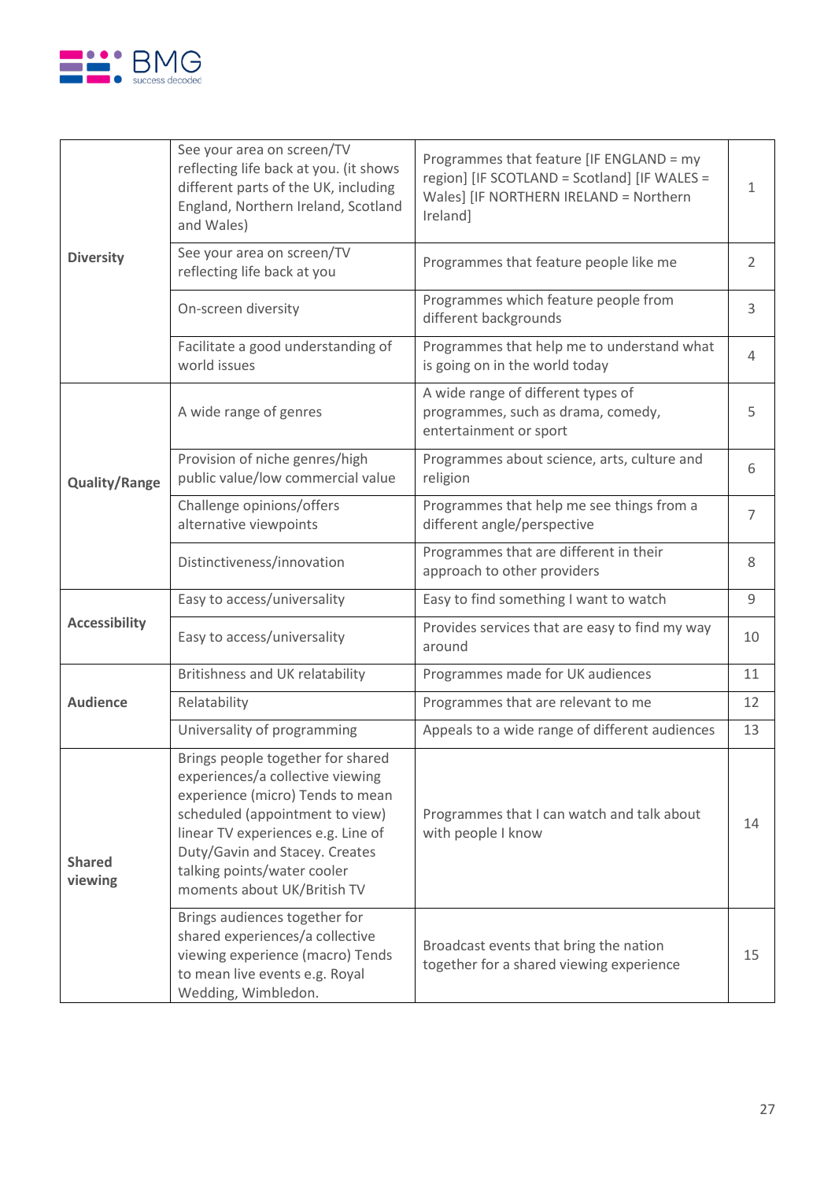| | | | |
|---|---|---|---|
| **Diversity** | See your area on screen/TV reflecting life back at you. (it shows different parts of the UK, including England, Northern Ireland, Scotland and Wales) | Programmes that feature [IF ENGLAND = my region] [IF SCOTLAND = Scotland] [IF WALES = Wales] [IF NORTHERN IRELAND = Northern Ireland] | 1 |
| | See your area on screen/TV reflecting life back at you | Programmes that feature people like me | 2 |
| | On-screen diversity | Programmes which feature people from different backgrounds | 3 |
| | Facilitate a good understanding of world issues | Programmes that help me to understand what is going on in the world today | 4 |
| **Quality/Range** | A wide range of genres | A wide range of different types of programmes, such as drama, comedy, entertainment or sport | 5 |
| | Provision of niche genres/high public value/low commercial value | Programmes about science, arts, culture and religion | 6 |
| | Challenge opinions/offers alternative viewpoints | Programmes that help me see things from a different angle/perspective | 7 |
| | Distinctiveness/innovation | Programmes that are different in their approach to other providers | 8 |
| **Accessibility** | Easy to access/universality | Easy to find something I want to watch | 9 |
| | Easy to access/universality | Provides services that are easy to find my way around | 10 |
| **Audience** | Britishness and UK relatability | Programmes made for UK audiences | 11 |
| | Relatability | Programmes that are relevant to me | 12 |
| | Universality of programming | Appeals to a wide range of different audiences | 13 |
| **Shared viewing** | Brings people together for shared experiences/a collective viewing experience (micro) Tends to mean scheduled (appointment to view) linear TV experiences e.g. Line of Duty/Gavin and Stacey. Creates talking points/water cooler moments about UK/British TV | Programmes that I can watch and talk about with people I know | 14 |
| | Brings audiences together for shared experiences/a collective viewing experience (macro) Tends to mean live events e.g. Royal Wedding, Wimbledon. | Broadcast events that bring the nation together for a shared viewing experience | 15 |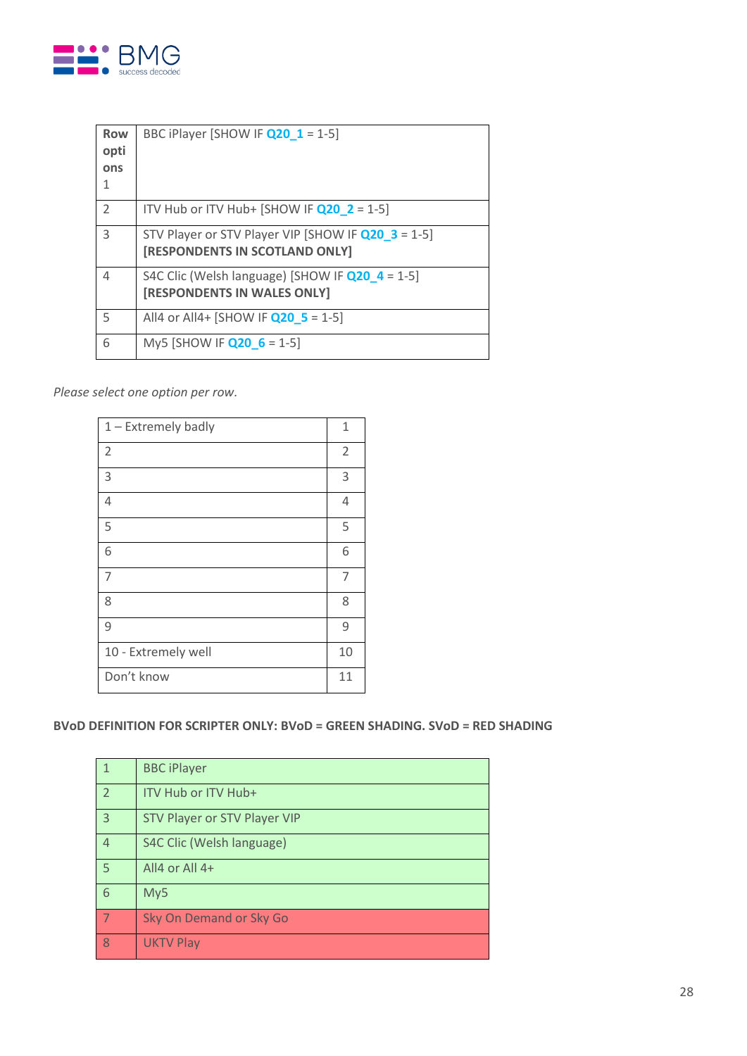| Row options 1 | BBC iPlayer [SHOW IF Q20_1 = 1-5] |
|---|---|
| 2 | ITV Hub or ITV Hub+ [SHOW IF Q20_2 = 1-5] |
| 3 | STV Player or STV Player VIP [SHOW IF Q20_3 = 1-5] **[RESPONDENTS IN SCOTLAND ONLY]** |
| 4 | S4C Clic (Welsh language) [SHOW IF Q20_4 = 1-5] **[RESPONDENTS IN WALES ONLY]** |
| 5 | All4 or All4+ [SHOW IF Q20_5 = 1-5] |
| 6 | My5 [SHOW IF Q20_6 = 1-5] |

*Please select one option per row.*

| 1 – Extremely badly | 1 |
|---|---|
| 2 | 2 |
| 3 | 3 |
| 4 | 4 |
| 5 | 5 |
| 6 | 6 |
| 7 | 7 |
| 8 | 8 |
| 9 | 9 |
| 10 - Extremely well | 10 |
| Don't know | 11 |

**BVoD DEFINITION FOR SCRIPTER ONLY: BVoD = GREEN SHADING. SVoD = RED SHADING**

| 1 | BBC iPlayer |
|---|---|
| 2 | ITV Hub or ITV Hub+ |
| 3 | STV Player or STV Player VIP |
| 4 | S4C Clic (Welsh language) |
| 5 | All4 or All 4+ |
| 6 | My5 |
| 7 | Sky On Demand or Sky Go |
| 8 | UKTV Play |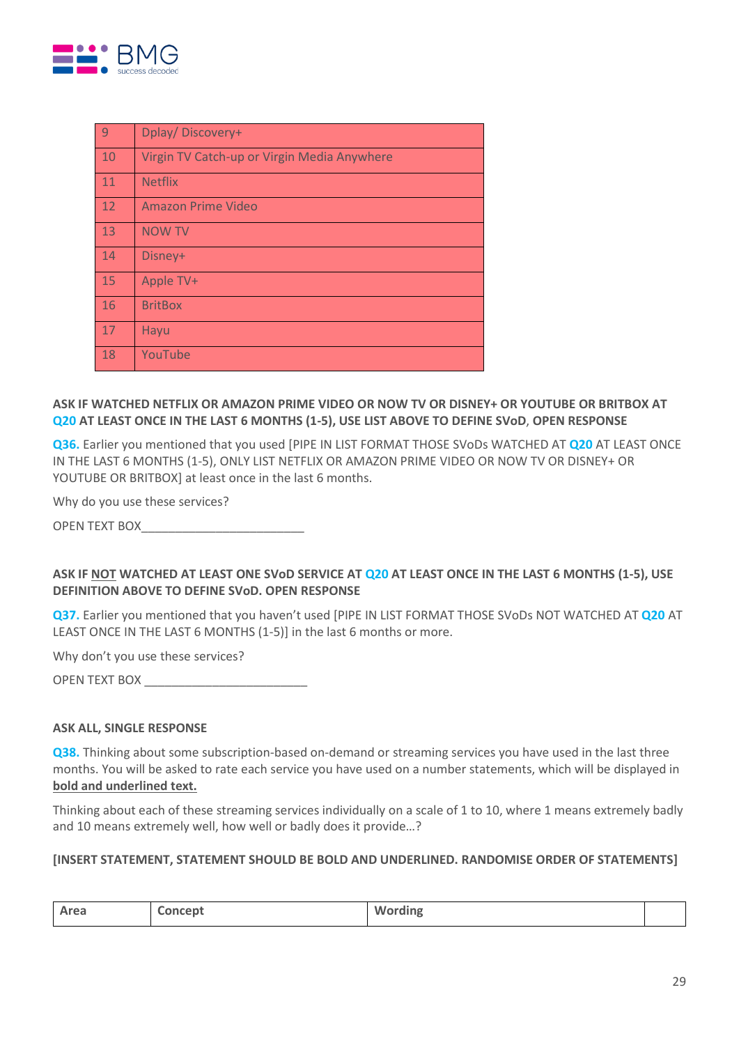| 9 | Dplay/ Discovery+ |
|---|---|
| 10 | Virgin TV Catch-up or Virgin Media Anywhere |
| 11 | Netflix |
| 12 | Amazon Prime Video |
| 13 | NOW TV |
| 14 | Disney+ |
| 15 | Apple TV+ |
| 16 | BritBox |
| 17 | Hayu |
| 18 | YouTube |

**ASK IF WATCHED NETFLIX OR AMAZON PRIME VIDEO OR NOW TV OR DISNEY+ OR YOUTUBE OR BRITBOX AT Q20 AT LEAST ONCE IN THE LAST 6 MONTHS (1-5), USE LIST ABOVE TO DEFINE SVoD, OPEN RESPONSE**

**Q36.** Earlier you mentioned that you used [PIPE IN LIST FORMAT THOSE SVoDs WATCHED AT **Q20** AT LEAST ONCE IN THE LAST 6 MONTHS (1-5), ONLY LIST NETFLIX OR AMAZON PRIME VIDEO OR NOW TV OR DISNEY+ OR YOUTUBE OR BRITBOX] at least once in the last 6 months.

Why do you use these services?

OPEN TEXT BOX________________________

**ASK IF <u>NOT</u> WATCHED AT LEAST ONE SVoD SERVICE AT Q20 AT LEAST ONCE IN THE LAST 6 MONTHS (1-5), USE DEFINITION ABOVE TO DEFINE SVoD. OPEN RESPONSE**

**Q37.** Earlier you mentioned that you haven't used [PIPE IN LIST FORMAT THOSE SVoDs NOT WATCHED AT **Q20** AT LEAST ONCE IN THE LAST 6 MONTHS (1-5)] in the last 6 months or more.

Why don't you use these services?

OPEN TEXT BOX ________________________

**ASK ALL, SINGLE RESPONSE**

**Q38.** Thinking about some subscription-based on-demand or streaming services you have used in the last three months. You will be asked to rate each service you have used on a number statements, which will be displayed in **<u>bold and underlined text.</u>**

Thinking about each of these streaming services individually on a scale of 1 to 10, where 1 means extremely badly and 10 means extremely well, how well or badly does it provide…?

**[INSERT STATEMENT, STATEMENT SHOULD BE BOLD AND UNDERLINED. RANDOMISE ORDER OF STATEMENTS]**

| Area | Concept | Wording | |
|---|---|---|---|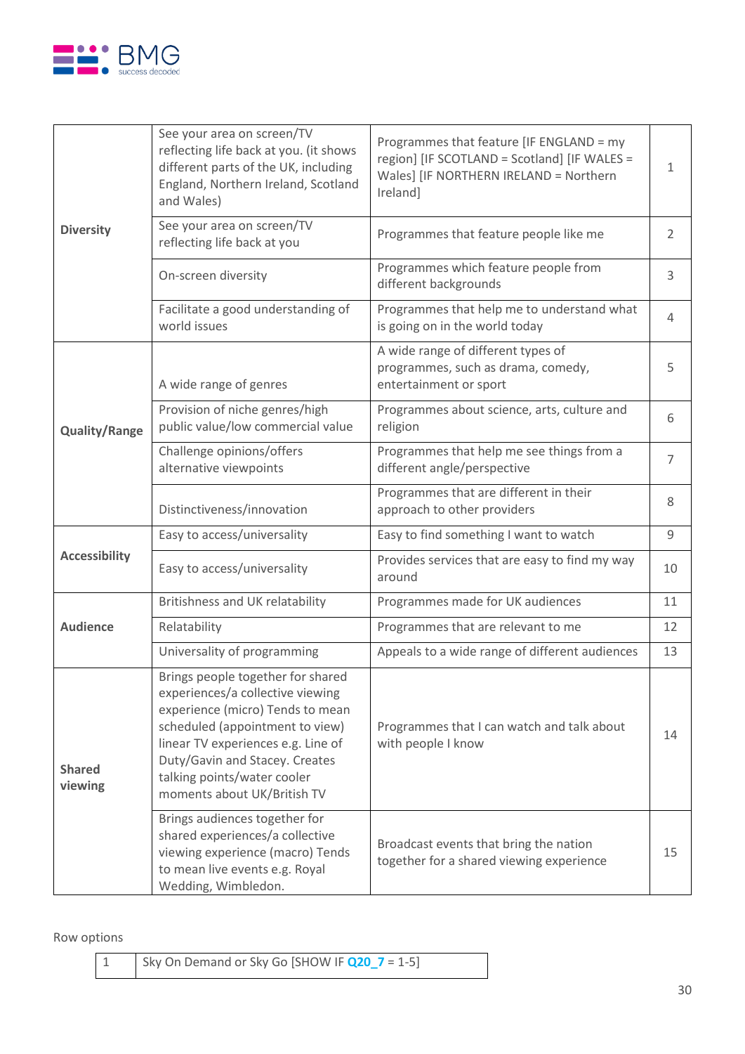| | | | |
|---|---|---|---|
| **Diversity** | See your area on screen/TV reflecting life back at you. (it shows different parts of the UK, including England, Northern Ireland, Scotland and Wales) | Programmes that feature [IF ENGLAND = my region] [IF SCOTLAND = Scotland] [IF WALES = Wales] [IF NORTHERN IRELAND = Northern Ireland] | 1 |
| | See your area on screen/TV reflecting life back at you | Programmes that feature people like me | 2 |
| | On-screen diversity | Programmes which feature people from different backgrounds | 3 |
| | Facilitate a good understanding of world issues | Programmes that help me to understand what is going on in the world today | 4 |
| **Quality/Range** | A wide range of genres | A wide range of different types of programmes, such as drama, comedy, entertainment or sport | 5 |
| | Provision of niche genres/high public value/low commercial value | Programmes about science, arts, culture and religion | 6 |
| | Challenge opinions/offers alternative viewpoints | Programmes that help me see things from a different angle/perspective | 7 |
| | Distinctiveness/innovation | Programmes that are different in their approach to other providers | 8 |
| **Accessibility** | Easy to access/universality | Easy to find something I want to watch | 9 |
| | Easy to access/universality | Provides services that are easy to find my way around | 10 |
| **Audience** | Britishness and UK relatability | Programmes made for UK audiences | 11 |
| | Relatability | Programmes that are relevant to me | 12 |
| | Universality of programming | Appeals to a wide range of different audiences | 13 |
| **Shared viewing** | Brings people together for shared experiences/a collective viewing experience (micro) Tends to mean scheduled (appointment to view) linear TV experiences e.g. Line of Duty/Gavin and Stacey. Creates talking points/water cooler moments about UK/British TV | Programmes that I can watch and talk about with people I know | 14 |
| | Brings audiences together for shared experiences/a collective viewing experience (macro) Tends to mean live events e.g. Royal Wedding, Wimbledon. | Broadcast events that bring the nation together for a shared viewing experience | 15 |

Row options

| | |
|---|---|
| 1 | Sky On Demand or Sky Go [SHOW IF Q20_7 = 1-5] |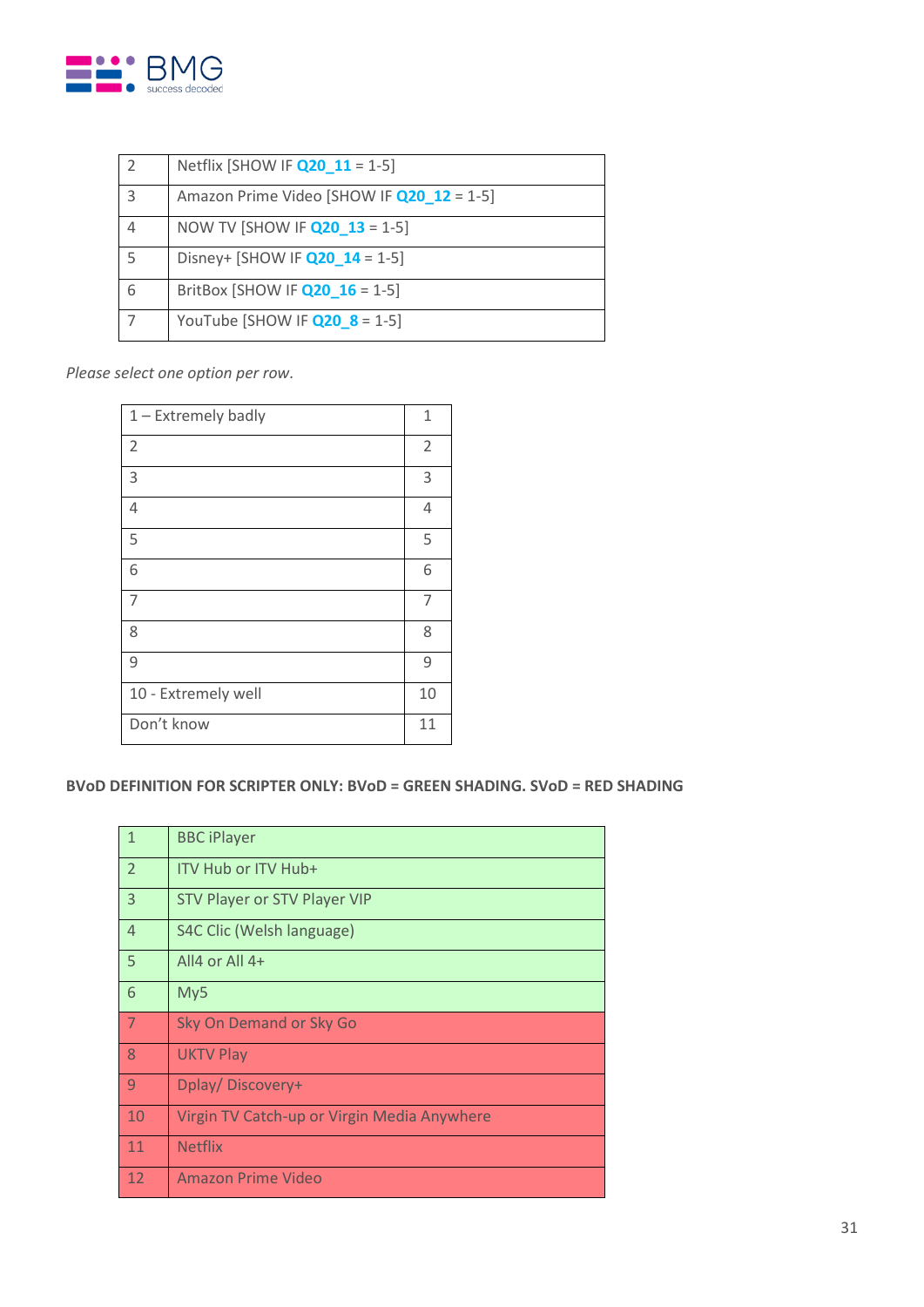| 2 | Netflix [SHOW IF Q20_11 = 1-5] |
|---|---|
| 3 | Amazon Prime Video [SHOW IF Q20_12 = 1-5] |
| 4 | NOW TV [SHOW IF Q20_13 = 1-5] |
| 5 | Disney+ [SHOW IF Q20_14 = 1-5] |
| 6 | BritBox [SHOW IF Q20_16 = 1-5] |
| 7 | YouTube [SHOW IF Q20_8 = 1-5] |

*Please select one option per row.*

| 1 – Extremely badly | 1 |
|---|---|
| 2 | 2 |
| 3 | 3 |
| 4 | 4 |
| 5 | 5 |
| 6 | 6 |
| 7 | 7 |
| 8 | 8 |
| 9 | 9 |
| 10 - Extremely well | 10 |
| Don't know | 11 |

**BVoD DEFINITION FOR SCRIPTER ONLY: BVoD = GREEN SHADING. SVoD = RED SHADING**

| 1 | BBC iPlayer |
|---|---|
| 2 | ITV Hub or ITV Hub+ |
| 3 | STV Player or STV Player VIP |
| 4 | S4C Clic (Welsh language) |
| 5 | All4 or All 4+ |
| 6 | My5 |
| 7 | Sky On Demand or Sky Go |
| 8 | UKTV Play |
| 9 | Dplay/ Discovery+ |
| 10 | Virgin TV Catch-up or Virgin Media Anywhere |
| 11 | Netflix |
| 12 | Amazon Prime Video |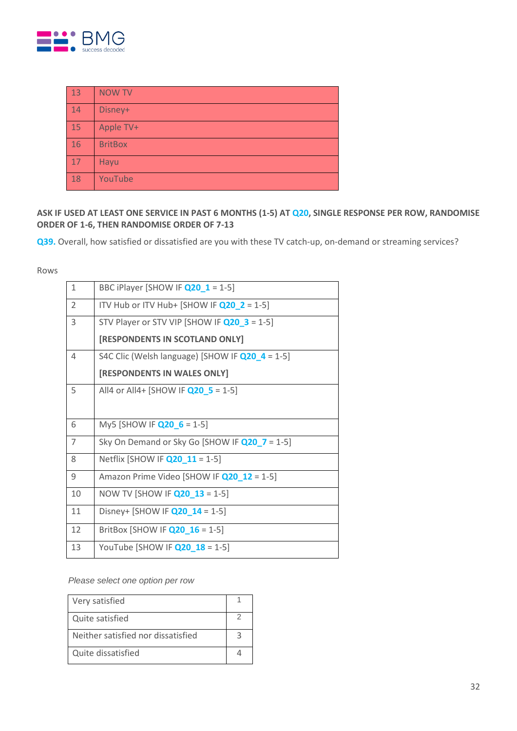| | |
|---|---|
| 13 | NOW TV |
| 14 | Disney+ |
| 15 | Apple TV+ |
| 16 | BritBox |
| 17 | Hayu |
| 18 | YouTube |

**ASK IF USED AT LEAST ONE SERVICE IN PAST 6 MONTHS (1-5) AT Q20, SINGLE RESPONSE PER ROW, RANDOMISE ORDER OF 1-6, THEN RANDOMISE ORDER OF 7-13**

**Q39.** Overall, how satisfied or dissatisfied are you with these TV catch-up, on-demand or streaming services?

Rows

| | |
|---|---|
| 1 | BBC iPlayer [SHOW IF **Q20_1** = 1-5] |
| 2 | ITV Hub or ITV Hub+ [SHOW IF **Q20_2** = 1-5] |
| 3 | STV Player or STV VIP [SHOW IF **Q20_3** = 1-5] **[RESPONDENTS IN SCOTLAND ONLY]** |
| 4 | S4C Clic (Welsh language) [SHOW IF **Q20_4** = 1-5] **[RESPONDENTS IN WALES ONLY]** |
| 5 | All4 or All4+ [SHOW IF **Q20_5** = 1-5] |
| 6 | My5 [SHOW IF **Q20_6** = 1-5] |
| 7 | Sky On Demand or Sky Go [SHOW IF **Q20_7** = 1-5] |
| 8 | Netflix [SHOW IF **Q20_11** = 1-5] |
| 9 | Amazon Prime Video [SHOW IF **Q20_12** = 1-5] |
| 10 | NOW TV [SHOW IF **Q20_13** = 1-5] |
| 11 | Disney+ [SHOW IF **Q20_14** = 1-5] |
| 12 | BritBox [SHOW IF **Q20_16** = 1-5] |
| 13 | YouTube [SHOW IF **Q20_18** = 1-5] |

*Please select one option per row*

| | |
|---|---|
| Very satisfied | 1 |
| Quite satisfied | 2 |
| Neither satisfied nor dissatisfied | 3 |
| Quite dissatisfied | 4 |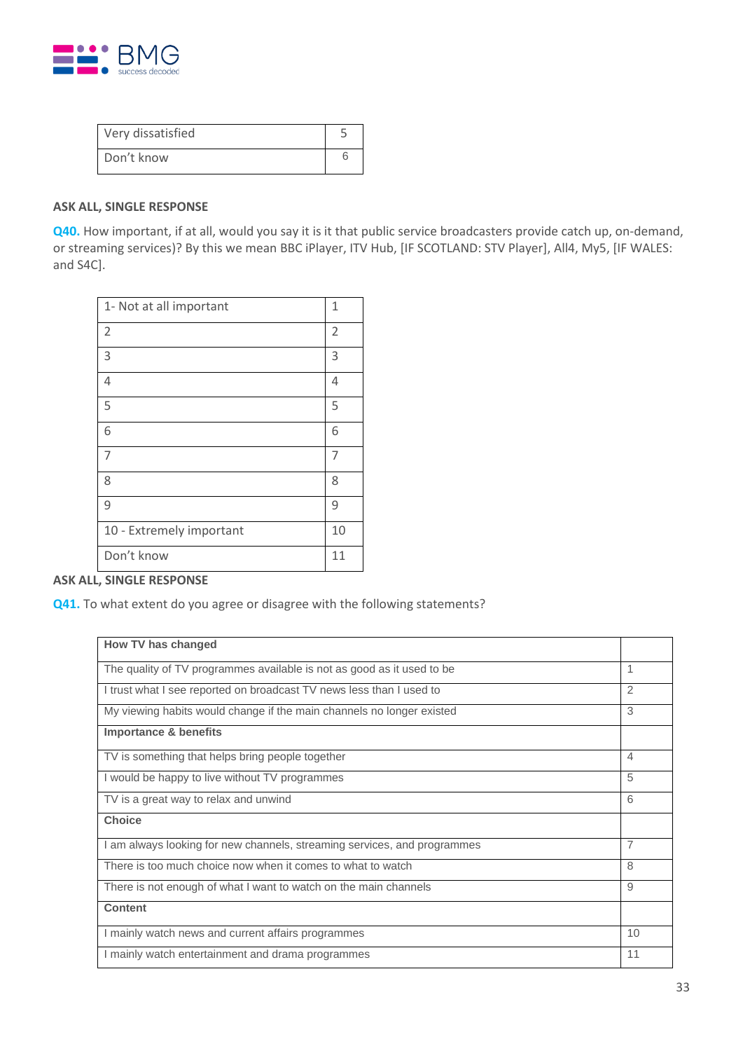| Very dissatisfied | 5 |
|---|---|
| Don't know | 6 |

**ASK ALL, SINGLE RESPONSE**

**Q40.** How important, if at all, would you say it is it that public service broadcasters provide catch up, on-demand, or streaming services)? By this we mean BBC iPlayer, ITV Hub, [IF SCOTLAND: STV Player], All4, My5, [IF WALES: and S4C].

| 1- Not at all important | 1 |
|---|---|
| 2 | 2 |
| 3 | 3 |
| 4 | 4 |
| 5 | 5 |
| 6 | 6 |
| 7 | 7 |
| 8 | 8 |
| 9 | 9 |
| 10 - Extremely important | 10 |
| Don't know | 11 |

**ASK ALL, SINGLE RESPONSE**

**Q41.** To what extent do you agree or disagree with the following statements?

| **How TV has changed** | |
|---|---|
| The quality of TV programmes available is not as good as it used to be | 1 |
| I trust what I see reported on broadcast TV news less than I used to | 2 |
| My viewing habits would change if the main channels no longer existed | 3 |
| **Importance & benefits** | |
| TV is something that helps bring people together | 4 |
| I would be happy to live without TV programmes | 5 |
| TV is a great way to relax and unwind | 6 |
| **Choice** | |
| I am always looking for new channels, streaming services, and programmes | 7 |
| There is too much choice now when it comes to what to watch | 8 |
| There is not enough of what I want to watch on the main channels | 9 |
| **Content** | |
| I mainly watch news and current affairs programmes | 10 |
| I mainly watch entertainment and drama programmes | 11 |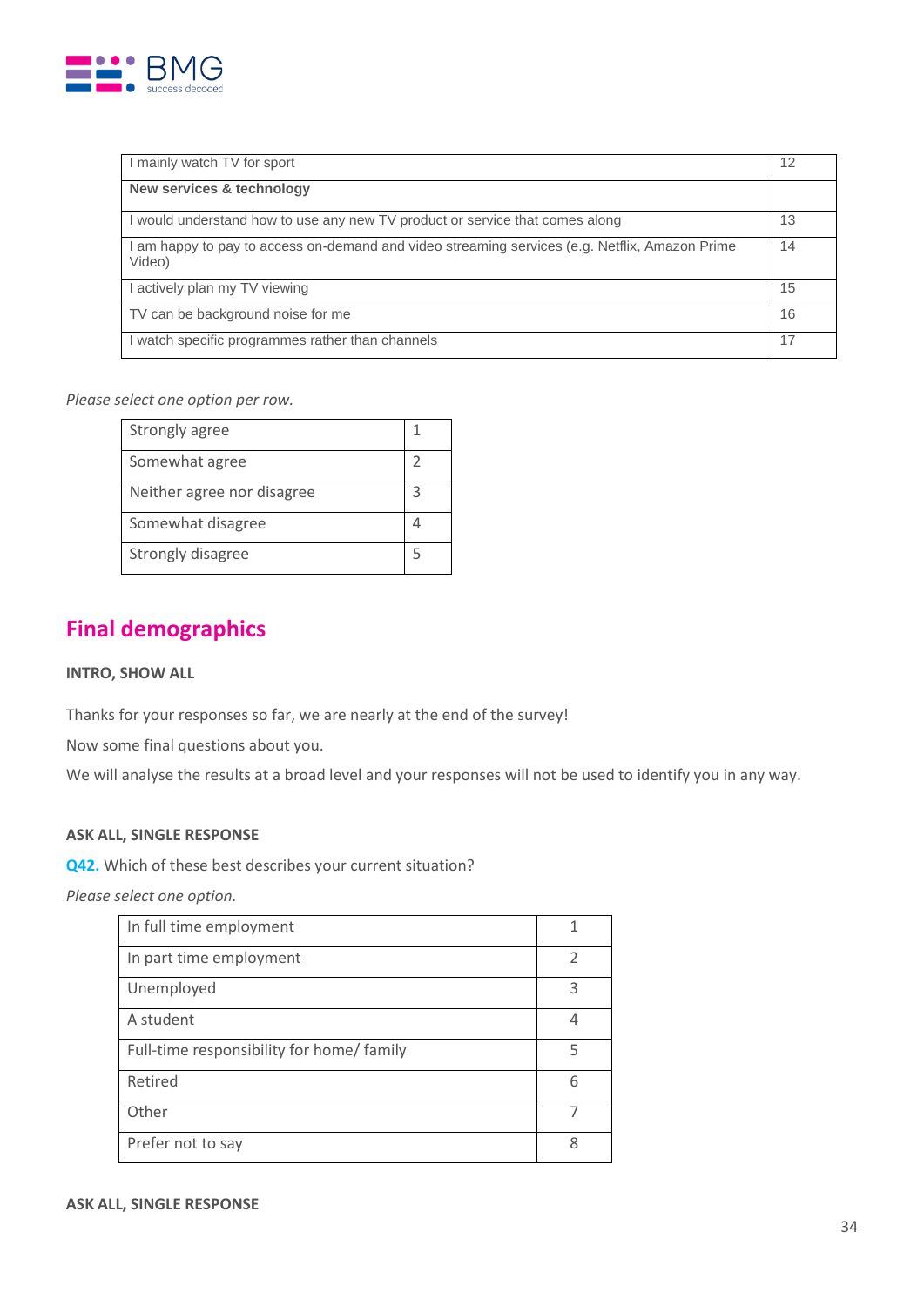| | |
|---|---|
| I mainly watch TV for sport | 12 |
| **New services & technology** | |
| I would understand how to use any new TV product or service that comes along | 13 |
| I am happy to pay to access on-demand and video streaming services (e.g. Netflix, Amazon Prime Video) | 14 |
| I actively plan my TV viewing | 15 |
| TV can be background noise for me | 16 |
| I watch specific programmes rather than channels | 17 |

*Please select one option per row.*

| | |
|---|---|
| Strongly agree | 1 |
| Somewhat agree | 2 |
| Neither agree nor disagree | 3 |
| Somewhat disagree | 4 |
| Strongly disagree | 5 |

## Final demographics

**INTRO, SHOW ALL**

Thanks for your responses so far, we are nearly at the end of the survey!

Now some final questions about you.

We will analyse the results at a broad level and your responses will not be used to identify you in any way.

**ASK ALL, SINGLE RESPONSE**

**Q42.** Which of these best describes your current situation?

*Please select one option.*

| | |
|---|---|
| In full time employment | 1 |
| In part time employment | 2 |
| Unemployed | 3 |
| A student | 4 |
| Full-time responsibility for home/ family | 5 |
| Retired | 6 |
| Other | 7 |
| Prefer not to say | 8 |

**ASK ALL, SINGLE RESPONSE**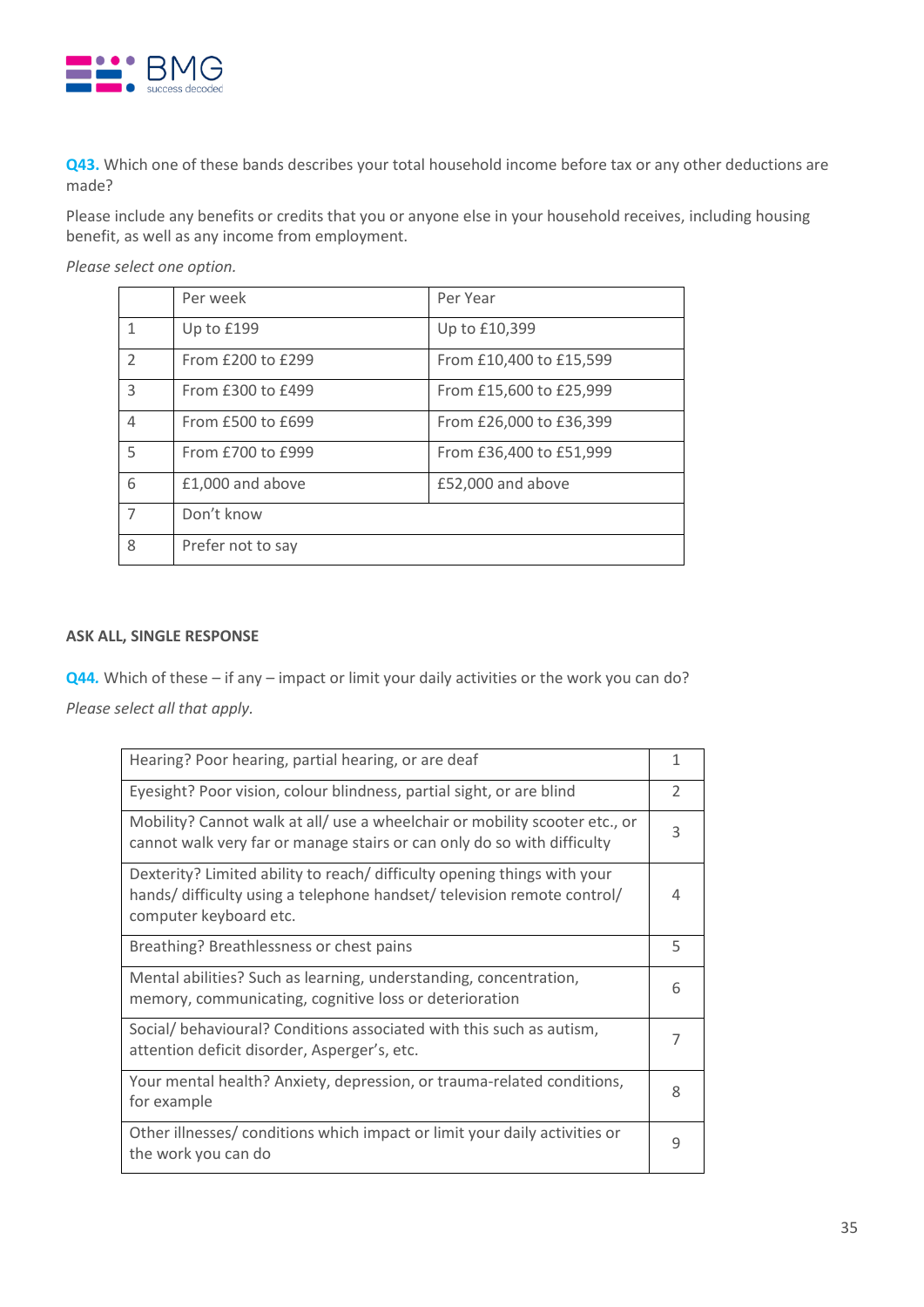**Q43.** Which one of these bands describes your total household income before tax or any other deductions are made?

Please include any benefits or credits that you or anyone else in your household receives, including housing benefit, as well as any income from employment.

*Please select one option.*

| | Per week | Per Year |
|---|---|---|
| 1 | Up to £199 | Up to £10,399 |
| 2 | From £200 to £299 | From £10,400 to £15,599 |
| 3 | From £300 to £499 | From £15,600 to £25,999 |
| 4 | From £500 to £699 | From £26,000 to £36,399 |
| 5 | From £700 to £999 | From £36,400 to £51,999 |
| 6 | £1,000 and above | £52,000 and above |
| 7 | Don't know | |
| 8 | Prefer not to say | |

**ASK ALL, SINGLE RESPONSE**

**Q44.** Which of these – if any – impact or limit your daily activities or the work you can do?

*Please select all that apply.*

| | |
|---|---|
| Hearing? Poor hearing, partial hearing, or are deaf | 1 |
| Eyesight? Poor vision, colour blindness, partial sight, or are blind | 2 |
| Mobility? Cannot walk at all/ use a wheelchair or mobility scooter etc., or cannot walk very far or manage stairs or can only do so with difficulty | 3 |
| Dexterity? Limited ability to reach/ difficulty opening things with your hands/ difficulty using a telephone handset/ television remote control/ computer keyboard etc. | 4 |
| Breathing? Breathlessness or chest pains | 5 |
| Mental abilities? Such as learning, understanding, concentration, memory, communicating, cognitive loss or deterioration | 6 |
| Social/ behavioural? Conditions associated with this such as autism, attention deficit disorder, Asperger's, etc. | 7 |
| Your mental health? Anxiety, depression, or trauma-related conditions, for example | 8 |
| Other illnesses/ conditions which impact or limit your daily activities or the work you can do | 9 |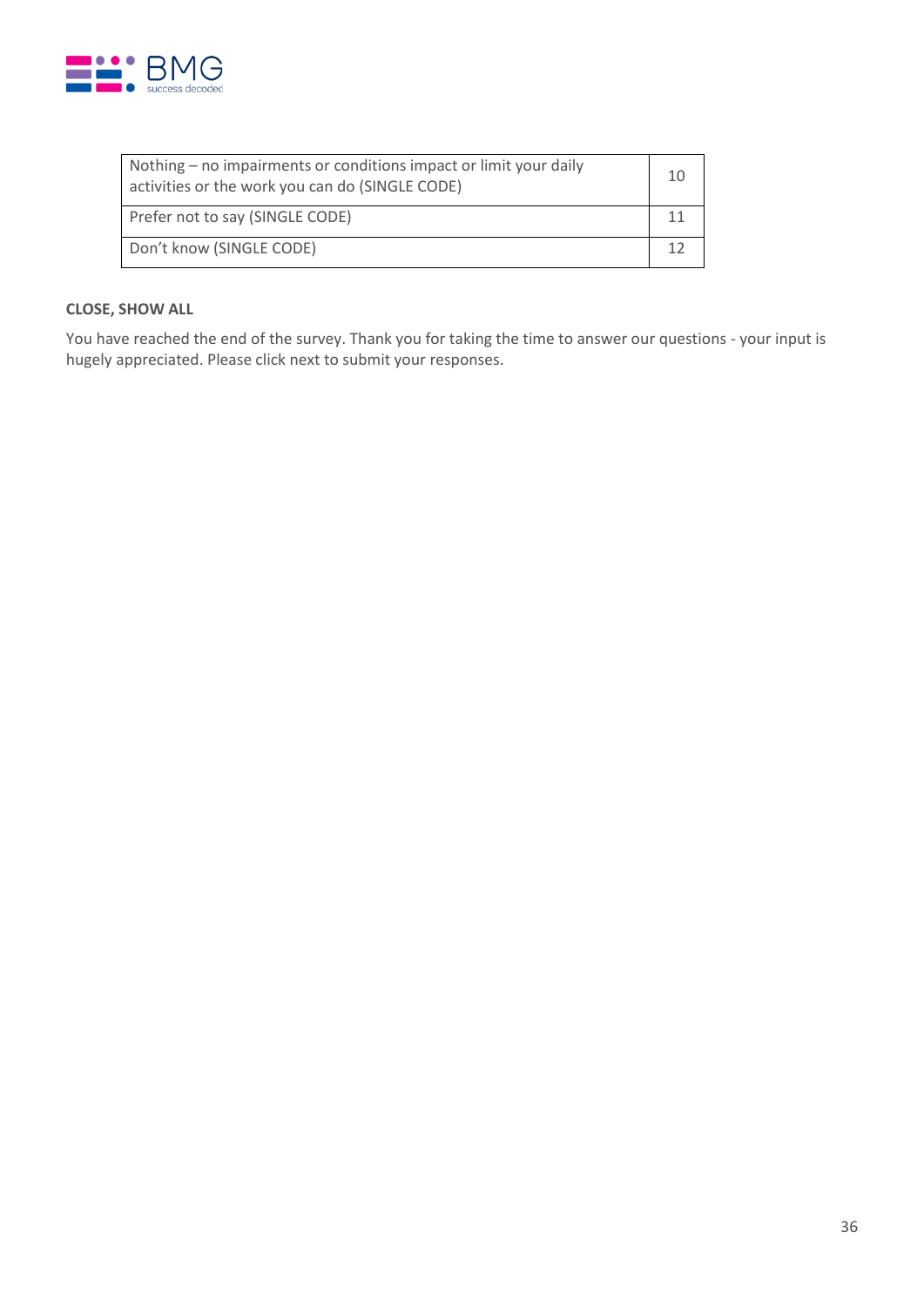| | |
|---|---|
| Nothing – no impairments or conditions impact or limit your daily activities or the work you can do (SINGLE CODE) | 10 |
| Prefer not to say (SINGLE CODE) | 11 |
| Don't know (SINGLE CODE) | 12 |

**CLOSE, SHOW ALL**

You have reached the end of the survey. Thank you for taking the time to answer our questions - your input is hugely appreciated. Please click next to submit your responses.